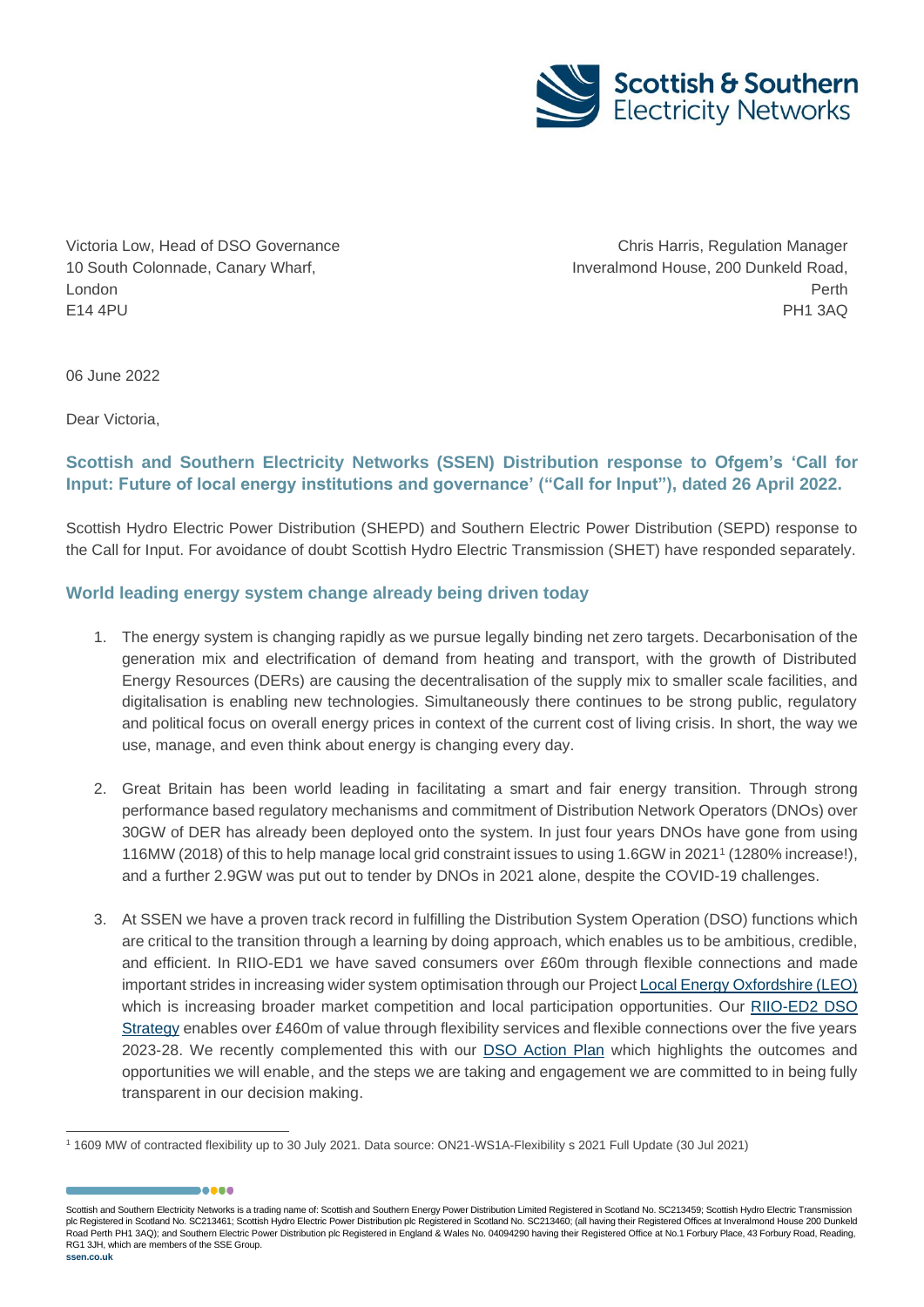Victoria Low, Head of DSO Governance
10 South Colonnade, Canary Wharf,
London
E14 4PU

Chris Harris, Regulation Manager
Inveralmond House, 200 Dunkeld Road,
Perth
PH1 3AQ

06 June 2022

Dear Victoria,

## Scottish and Southern Electricity Networks (SSEN) Distribution response to Ofgem's 'Call for Input: Future of local energy institutions and governance' ("Call for Input"), dated 26 April 2022.

Scottish Hydro Electric Power Distribution (SHEPD) and Southern Electric Power Distribution (SEPD) response to the Call for Input. For avoidance of doubt Scottish Hydro Electric Transmission (SHET) have responded separately.

## World leading energy system change already being driven today

1. The energy system is changing rapidly as we pursue legally binding net zero targets. Decarbonisation of the generation mix and electrification of demand from heating and transport, with the growth of Distributed Energy Resources (DERs) are causing the decentralisation of the supply mix to smaller scale facilities, and digitalisation is enabling new technologies. Simultaneously there continues to be strong public, regulatory and political focus on overall energy prices in context of the current cost of living crisis. In short, the way we use, manage, and even think about energy is changing every day.

2. Great Britain has been world leading in facilitating a smart and fair energy transition. Through strong performance based regulatory mechanisms and commitment of Distribution Network Operators (DNOs) over 30GW of DER has already been deployed onto the system. In just four years DNOs have gone from using 116MW (2018) of this to help manage local grid constraint issues to using 1.6GW in 2021[1] (1280% increase!), and a further 2.9GW was put out to tender by DNOs in 2021 alone, despite the COVID-19 challenges.

3. At SSEN we have a proven track record in fulfilling the Distribution System Operation (DSO) functions which are critical to the transition through a learning by doing approach, which enables us to be ambitious, credible, and efficient. In RIIO-ED1 we have saved consumers over £60m through flexible connections and made important strides in increasing wider system optimisation through our Project Local Energy Oxfordshire (LEO) which is increasing broader market competition and local participation opportunities. Our RIIO-ED2 DSO Strategy enables over £460m of value through flexibility services and flexible connections over the five years 2023-28. We recently complemented this with our DSO Action Plan which highlights the outcomes and opportunities we will enable, and the steps we are taking and engagement we are committed to in being fully transparent in our decision making.

[1] 1609 MW of contracted flexibility up to 30 July 2021. Data source: ON21-WS1A-Flexibility s 2021 Full Update (30 Jul 2021)

Scottish and Southern Electricity Networks is a trading name of: Scottish and Southern Energy Power Distribution Limited Registered in Scotland No. SC213459; Scottish Hydro Electric Transmission plc Registered in Scotland No. SC213461; Scottish Hydro Electric Power Distribution plc Registered in Scotland No. SC213460; (all having their Registered Offices at Inveralmond House 200 Dunkeld Road Perth PH1 3AQ); and Southern Electric Power Distribution plc Registered in England & Wales No. 04094290 having their Registered Office at No.1 Forbury Place, 43 Forbury Road, Reading, RG1 3JH, which are members of the SSE Group.
ssen.co.uk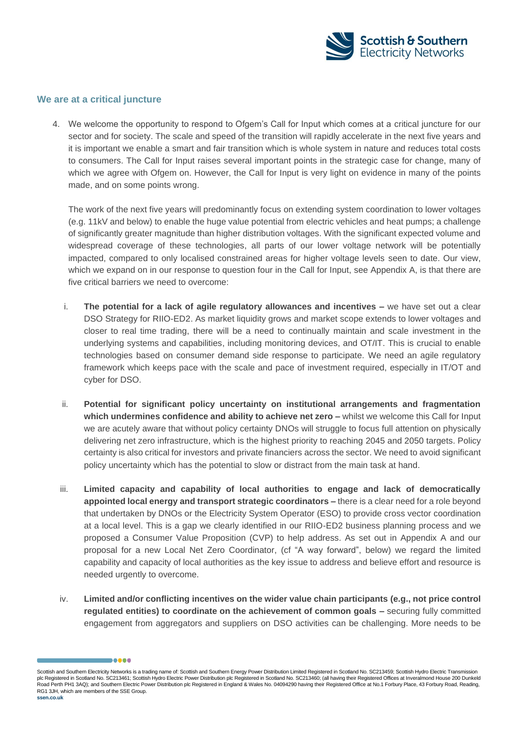## We are at a critical juncture

4. We welcome the opportunity to respond to Ofgem's Call for Input which comes at a critical juncture for our sector and for society. The scale and speed of the transition will rapidly accelerate in the next five years and it is important we enable a smart and fair transition which is whole system in nature and reduces total costs to consumers. The Call for Input raises several important points in the strategic case for change, many of which we agree with Ofgem on. However, the Call for Input is very light on evidence in many of the points made, and on some points wrong.

   The work of the next five years will predominantly focus on extending system coordination to lower voltages (e.g. 11kV and below) to enable the huge value potential from electric vehicles and heat pumps; a challenge of significantly greater magnitude than higher distribution voltages. With the significant expected volume and widespread coverage of these technologies, all parts of our lower voltage network will be potentially impacted, compared to only localised constrained areas for higher voltage levels seen to date. Our view, which we expand on in our response to question four in the Call for Input, see Appendix A, is that there are five critical barriers we need to overcome:

   i. **The potential for a lack of agile regulatory allowances and incentives –** we have set out a clear DSO Strategy for RIIO-ED2. As market liquidity grows and market scope extends to lower voltages and closer to real time trading, there will be a need to continually maintain and scale investment in the underlying systems and capabilities, including monitoring devices, and OT/IT. This is crucial to enable technologies based on consumer demand side response to participate. We need an agile regulatory framework which keeps pace with the scale and pace of investment required, especially in IT/OT and cyber for DSO.

   ii. **Potential for significant policy uncertainty on institutional arrangements and fragmentation which undermines confidence and ability to achieve net zero –** whilst we welcome this Call for Input we are acutely aware that without policy certainty DNOs will struggle to focus full attention on physically delivering net zero infrastructure, which is the highest priority to reaching 2045 and 2050 targets. Policy certainty is also critical for investors and private financiers across the sector. We need to avoid significant policy uncertainty which has the potential to slow or distract from the main task at hand.

   iii. **Limited capacity and capability of local authorities to engage and lack of democratically appointed local energy and transport strategic coordinators –** there is a clear need for a role beyond that undertaken by DNOs or the Electricity System Operator (ESO) to provide cross vector coordination at a local level. This is a gap we clearly identified in our RIIO-ED2 business planning process and we proposed a Consumer Value Proposition (CVP) to help address. As set out in Appendix A and our proposal for a new Local Net Zero Coordinator, (cf "A way forward", below) we regard the limited capability and capacity of local authorities as the key issue to address and believe effort and resource is needed urgently to overcome.

   iv. **Limited and/or conflicting incentives on the wider value chain participants (e.g., not price control regulated entities) to coordinate on the achievement of common goals –** securing fully committed engagement from aggregators and suppliers on DSO activities can be challenging. More needs to be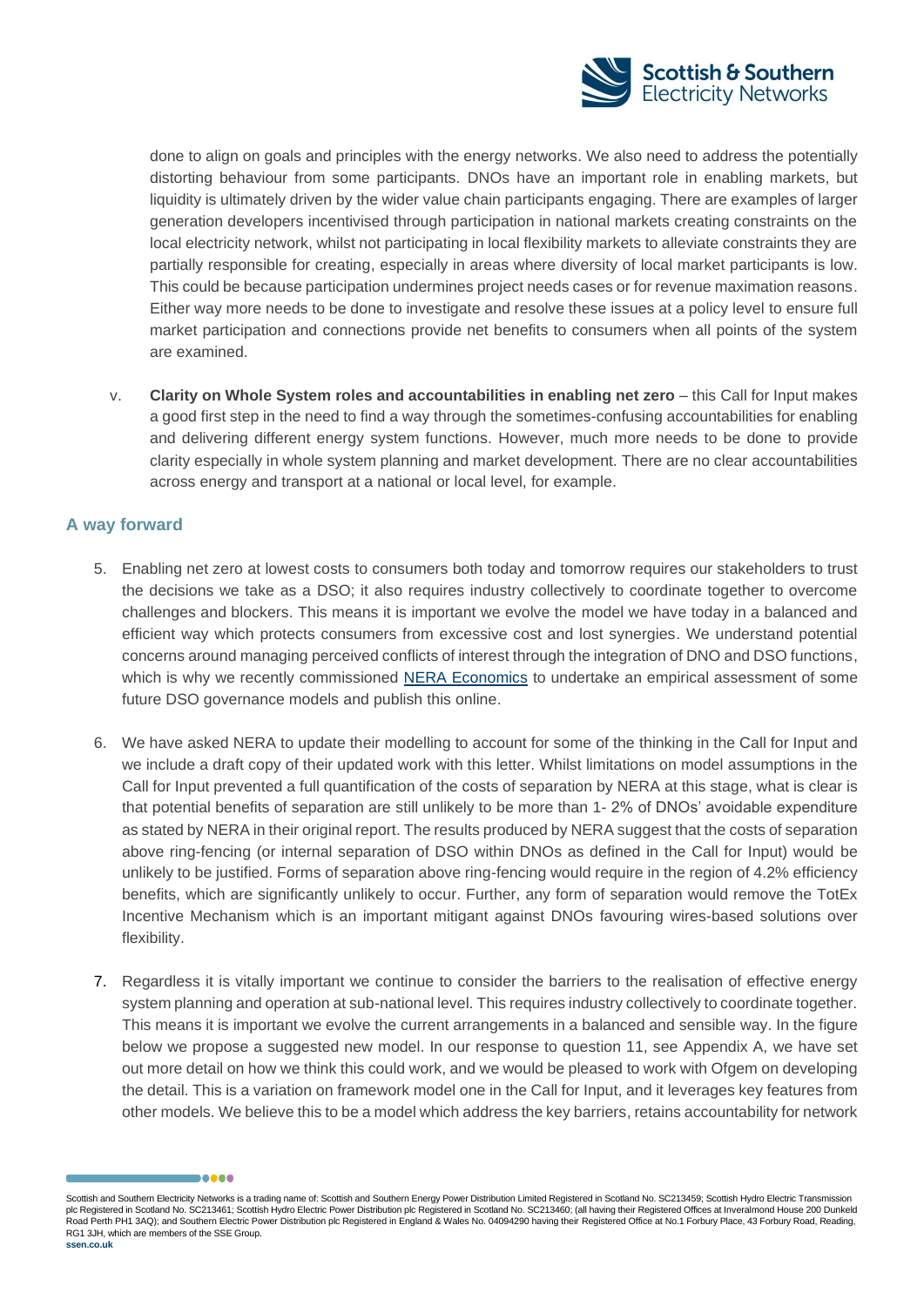done to align on goals and principles with the energy networks. We also need to address the potentially distorting behaviour from some participants. DNOs have an important role in enabling markets, but liquidity is ultimately driven by the wider value chain participants engaging. There are examples of larger generation developers incentivised through participation in national markets creating constraints on the local electricity network, whilst not participating in local flexibility markets to alleviate constraints they are partially responsible for creating, especially in areas where diversity of local market participants is low. This could be because participation undermines project needs cases or for revenue maximation reasons. Either way more needs to be done to investigate and resolve these issues at a policy level to ensure full market participation and connections provide net benefits to consumers when all points of the system are examined.

v. **Clarity on Whole System roles and accountabilities in enabling net zero** – this Call for Input makes a good first step in the need to find a way through the sometimes-confusing accountabilities for enabling and delivering different energy system functions. However, much more needs to be done to provide clarity especially in whole system planning and market development. There are no clear accountabilities across energy and transport at a national or local level, for example.

## A way forward

5. Enabling net zero at lowest costs to consumers both today and tomorrow requires our stakeholders to trust the decisions we take as a DSO; it also requires industry collectively to coordinate together to overcome challenges and blockers. This means it is important we evolve the model we have today in a balanced and efficient way which protects consumers from excessive cost and lost synergies. We understand potential concerns around managing perceived conflicts of interest through the integration of DNO and DSO functions, which is why we recently commissioned NERA Economics to undertake an empirical assessment of some future DSO governance models and publish this online.

6. We have asked NERA to update their modelling to account for some of the thinking in the Call for Input and we include a draft copy of their updated work with this letter. Whilst limitations on model assumptions in the Call for Input prevented a full quantification of the costs of separation by NERA at this stage, what is clear is that potential benefits of separation are still unlikely to be more than 1- 2% of DNOs' avoidable expenditure as stated by NERA in their original report. The results produced by NERA suggest that the costs of separation above ring-fencing (or internal separation of DSO within DNOs as defined in the Call for Input) would be unlikely to be justified. Forms of separation above ring-fencing would require in the region of 4.2% efficiency benefits, which are significantly unlikely to occur. Further, any form of separation would remove the TotEx Incentive Mechanism which is an important mitigant against DNOs favouring wires-based solutions over flexibility.

7. Regardless it is vitally important we continue to consider the barriers to the realisation of effective energy system planning and operation at sub-national level. This requires industry collectively to coordinate together. This means it is important we evolve the current arrangements in a balanced and sensible way. In the figure below we propose a suggested new model. In our response to question 11, see Appendix A, we have set out more detail on how we think this could work, and we would be pleased to work with Ofgem on developing the detail. This is a variation on framework model one in the Call for Input, and it leverages key features from other models. We believe this to be a model which address the key barriers, retains accountability for network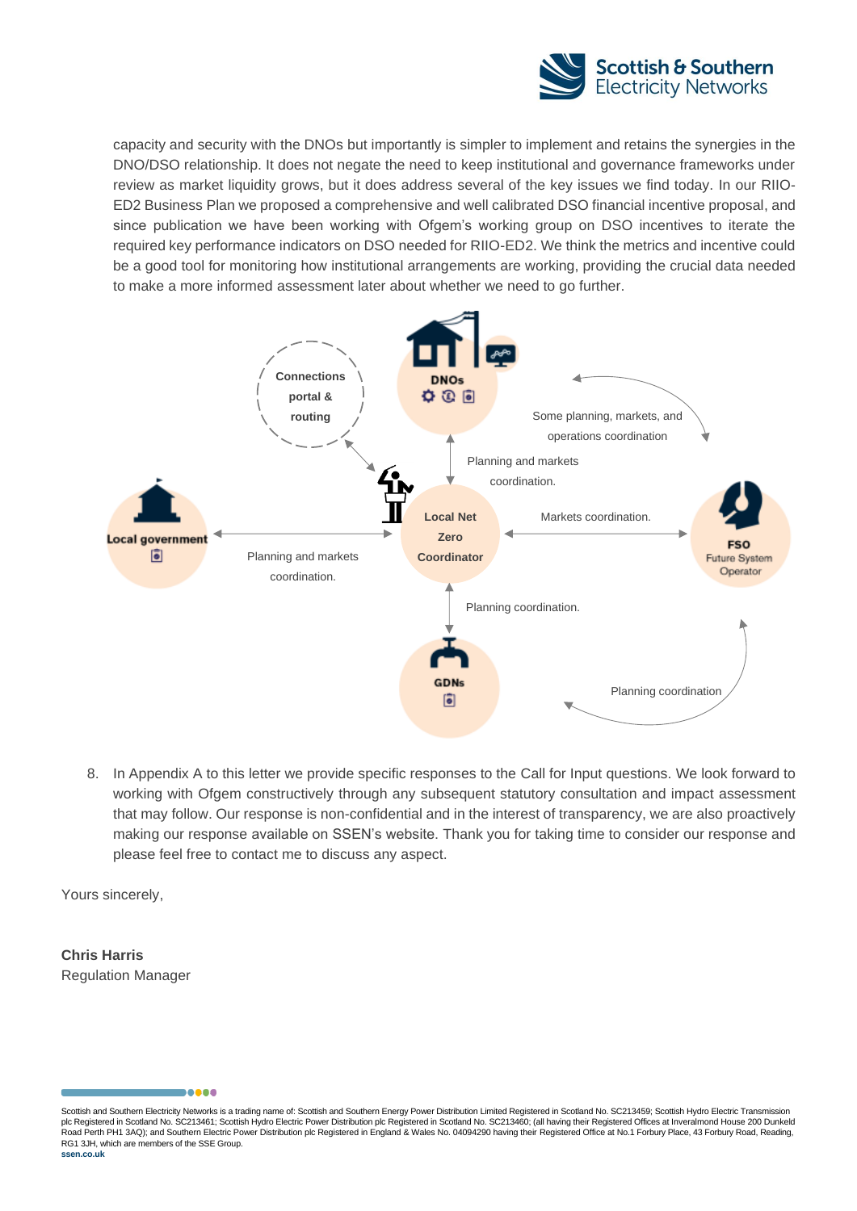capacity and security with the DNOs but importantly is simpler to implement and retains the synergies in the DNO/DSO relationship. It does not negate the need to keep institutional and governance frameworks under review as market liquidity grows, but it does address several of the key issues we find today. In our RIIO-ED2 Business Plan we proposed a comprehensive and well calibrated DSO financial incentive proposal, and since publication we have been working with Ofgem's working group on DSO incentives to iterate the required key performance indicators on DSO needed for RIIO-ED2. We think the metrics and incentive could be a good tool for monitoring how institutional arrangements are working, providing the crucial data needed to make a more informed assessment later about whether we need to go further.

Connections portal & routing

DNOs

Some planning, markets, and operations coordination

Planning and markets coordination.

Local government

Planning and markets coordination.

Local Net Zero Coordinator

Markets coordination.

FSO Future System Operator

Planning coordination.

GDNs

Planning coordination

8. In Appendix A to this letter we provide specific responses to the Call for Input questions. We look forward to working with Ofgem constructively through any subsequent statutory consultation and impact assessment that may follow. Our response is non-confidential and in the interest of transparency, we are also proactively making our response available on SSEN's website. Thank you for taking time to consider our response and please feel free to contact me to discuss any aspect.

Yours sincerely,

**Chris Harris**
Regulation Manager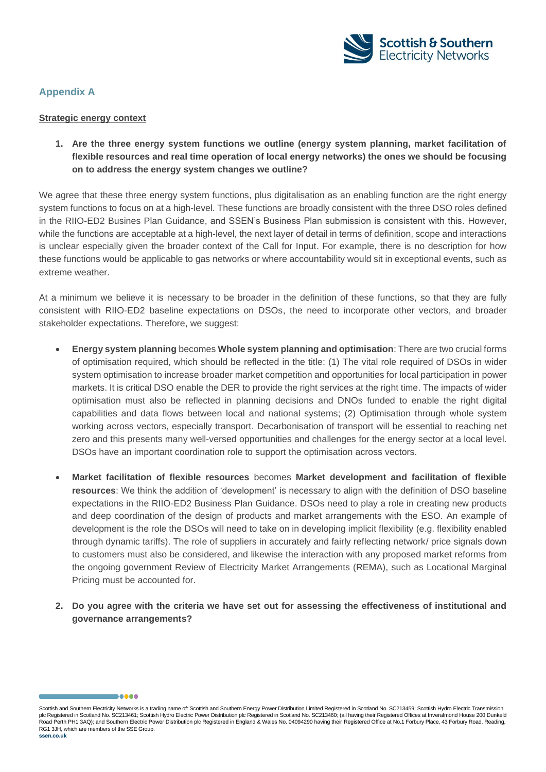## Appendix A

**Strategic energy context**

1. **Are the three energy system functions we outline (energy system planning, market facilitation of flexible resources and real time operation of local energy networks) the ones we should be focusing on to address the energy system changes we outline?**

We agree that these three energy system functions, plus digitalisation as an enabling function are the right energy system functions to focus on at a high-level. These functions are broadly consistent with the three DSO roles defined in the RIIO-ED2 Busines Plan Guidance, and SSEN's Business Plan submission is consistent with this. However, while the functions are acceptable at a high-level, the next layer of detail in terms of definition, scope and interactions is unclear especially given the broader context of the Call for Input. For example, there is no description for how these functions would be applicable to gas networks or where accountability would sit in exceptional events, such as extreme weather.

At a minimum we believe it is necessary to be broader in the definition of these functions, so that they are fully consistent with RIIO-ED2 baseline expectations on DSOs, the need to incorporate other vectors, and broader stakeholder expectations. Therefore, we suggest:

- **Energy system planning** becomes **Whole system planning and optimisation**: There are two crucial forms of optimisation required, which should be reflected in the title: (1) The vital role required of DSOs in wider system optimisation to increase broader market competition and opportunities for local participation in power markets. It is critical DSO enable the DER to provide the right services at the right time. The impacts of wider optimisation must also be reflected in planning decisions and DNOs funded to enable the right digital capabilities and data flows between local and national systems; (2) Optimisation through whole system working across vectors, especially transport. Decarbonisation of transport will be essential to reaching net zero and this presents many well-versed opportunities and challenges for the energy sector at a local level. DSOs have an important coordination role to support the optimisation across vectors.

- **Market facilitation of flexible resources** becomes **Market development and facilitation of flexible resources**: We think the addition of 'development' is necessary to align with the definition of DSO baseline expectations in the RIIO-ED2 Business Plan Guidance. DSOs need to play a role in creating new products and deep coordination of the design of products and market arrangements with the ESO. An example of development is the role the DSOs will need to take on in developing implicit flexibility (e.g. flexibility enabled through dynamic tariffs). The role of suppliers in accurately and fairly reflecting network/ price signals down to customers must also be considered, and likewise the interaction with any proposed market reforms from the ongoing government Review of Electricity Market Arrangements (REMA), such as Locational Marginal Pricing must be accounted for.

2. **Do you agree with the criteria we have set out for assessing the effectiveness of institutional and governance arrangements?**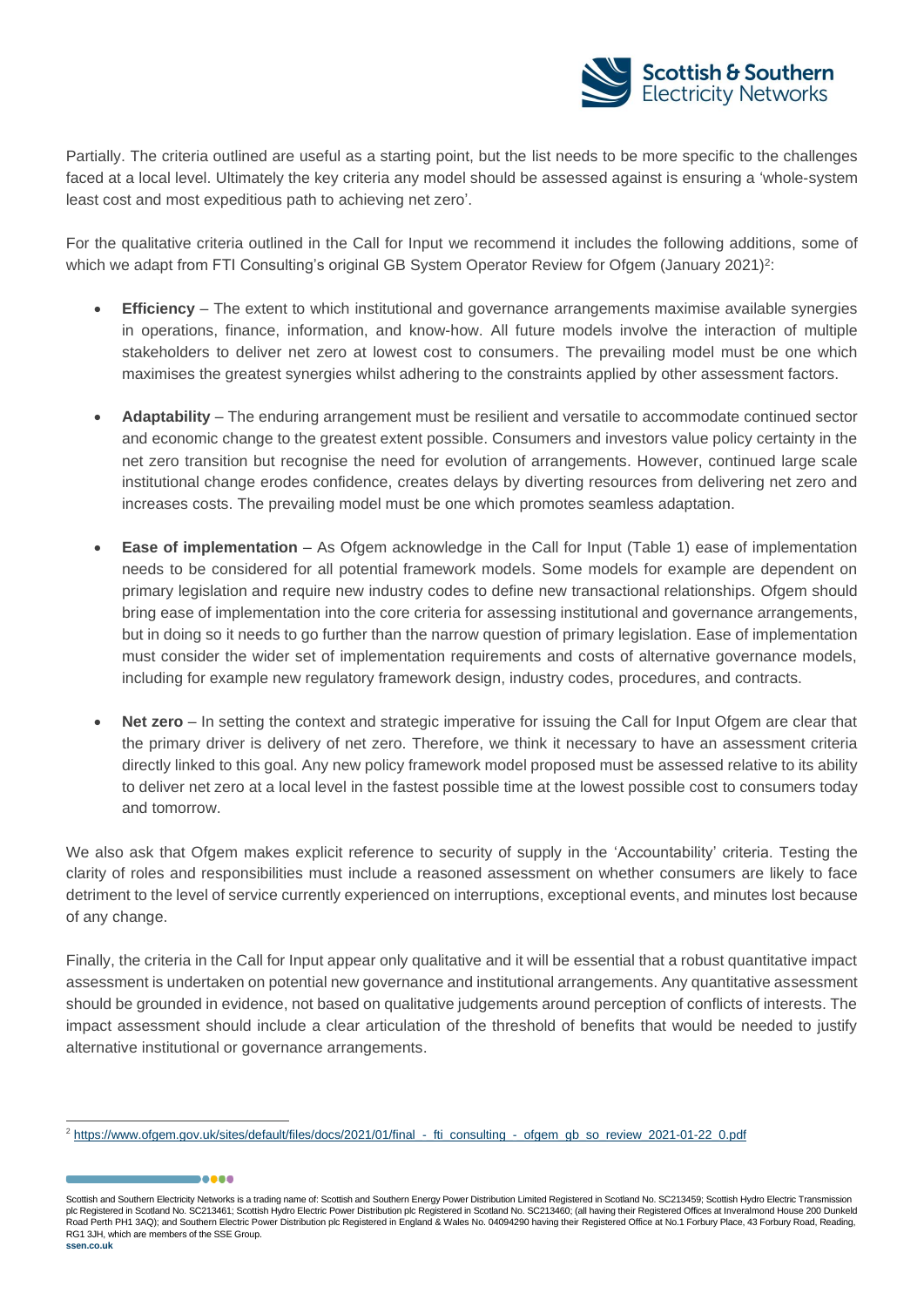Partially. The criteria outlined are useful as a starting point, but the list needs to be more specific to the challenges faced at a local level. Ultimately the key criteria any model should be assessed against is ensuring a 'whole-system least cost and most expeditious path to achieving net zero'.

For the qualitative criteria outlined in the Call for Input we recommend it includes the following additions, some of which we adapt from FTI Consulting's original GB System Operator Review for Ofgem (January 2021)[2]:

- **Efficiency** – The extent to which institutional and governance arrangements maximise available synergies in operations, finance, information, and know-how. All future models involve the interaction of multiple stakeholders to deliver net zero at lowest cost to consumers. The prevailing model must be one which maximises the greatest synergies whilst adhering to the constraints applied by other assessment factors.

- **Adaptability** – The enduring arrangement must be resilient and versatile to accommodate continued sector and economic change to the greatest extent possible. Consumers and investors value policy certainty in the net zero transition but recognise the need for evolution of arrangements. However, continued large scale institutional change erodes confidence, creates delays by diverting resources from delivering net zero and increases costs. The prevailing model must be one which promotes seamless adaptation.

- **Ease of implementation** – As Ofgem acknowledge in the Call for Input (Table 1) ease of implementation needs to be considered for all potential framework models. Some models for example are dependent on primary legislation and require new industry codes to define new transactional relationships. Ofgem should bring ease of implementation into the core criteria for assessing institutional and governance arrangements, but in doing so it needs to go further than the narrow question of primary legislation. Ease of implementation must consider the wider set of implementation requirements and costs of alternative governance models, including for example new regulatory framework design, industry codes, procedures, and contracts.

- **Net zero** – In setting the context and strategic imperative for issuing the Call for Input Ofgem are clear that the primary driver is delivery of net zero. Therefore, we think it necessary to have an assessment criteria directly linked to this goal. Any new policy framework model proposed must be assessed relative to its ability to deliver net zero at a local level in the fastest possible time at the lowest possible cost to consumers today and tomorrow.

We also ask that Ofgem makes explicit reference to security of supply in the 'Accountability' criteria. Testing the clarity of roles and responsibilities must include a reasoned assessment on whether consumers are likely to face detriment to the level of service currently experienced on interruptions, exceptional events, and minutes lost because of any change.

Finally, the criteria in the Call for Input appear only qualitative and it will be essential that a robust quantitative impact assessment is undertaken on potential new governance and institutional arrangements. Any quantitative assessment should be grounded in evidence, not based on qualitative judgements around perception of conflicts of interests. The impact assessment should include a clear articulation of the threshold of benefits that would be needed to justify alternative institutional or governance arrangements.

---

[2] https://www.ofgem.gov.uk/sites/default/files/docs/2021/01/final_-_fti_consulting_-_ofgem_gb_so_review_2021-01-22_0.pdf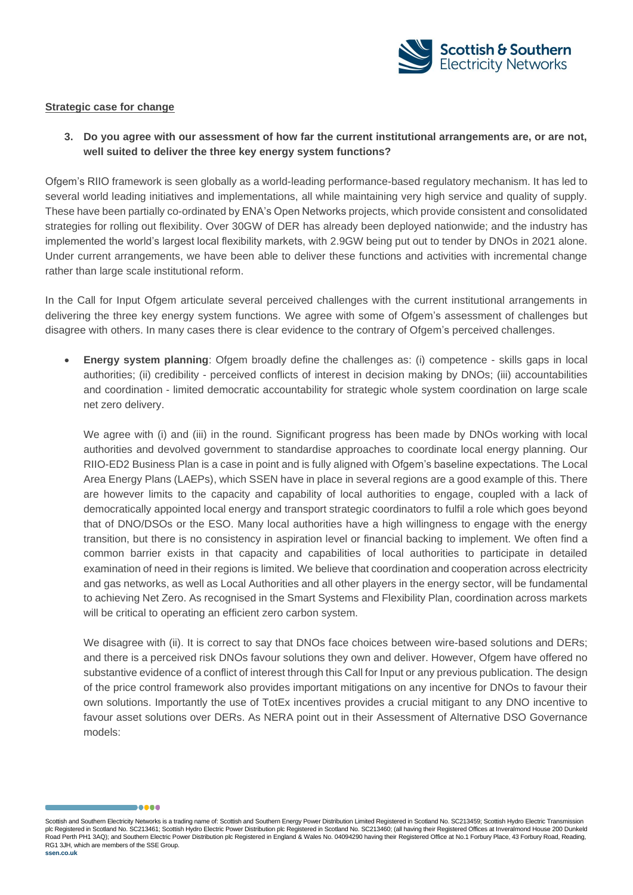**Strategic case for change**

**3. Do you agree with our assessment of how far the current institutional arrangements are, or are not, well suited to deliver the three key energy system functions?**

Ofgem's RIIO framework is seen globally as a world-leading performance-based regulatory mechanism. It has led to several world leading initiatives and implementations, all while maintaining very high service and quality of supply. These have been partially co-ordinated by ENA's Open Networks projects, which provide consistent and consolidated strategies for rolling out flexibility. Over 30GW of DER has already been deployed nationwide; and the industry has implemented the world's largest local flexibility markets, with 2.9GW being put out to tender by DNOs in 2021 alone. Under current arrangements, we have been able to deliver these functions and activities with incremental change rather than large scale institutional reform.

In the Call for Input Ofgem articulate several perceived challenges with the current institutional arrangements in delivering the three key energy system functions. We agree with some of Ofgem's assessment of challenges but disagree with others. In many cases there is clear evidence to the contrary of Ofgem's perceived challenges.

- **Energy system planning**: Ofgem broadly define the challenges as: (i) competence - skills gaps in local authorities; (ii) credibility - perceived conflicts of interest in decision making by DNOs; (iii) accountabilities and coordination - limited democratic accountability for strategic whole system coordination on large scale net zero delivery.

  We agree with (i) and (iii) in the round. Significant progress has been made by DNOs working with local authorities and devolved government to standardise approaches to coordinate local energy planning. Our RIIO-ED2 Business Plan is a case in point and is fully aligned with Ofgem's baseline expectations. The Local Area Energy Plans (LAEPs), which SSEN have in place in several regions are a good example of this. There are however limits to the capacity and capability of local authorities to engage, coupled with a lack of democratically appointed local energy and transport strategic coordinators to fulfil a role which goes beyond that of DNO/DSOs or the ESO. Many local authorities have a high willingness to engage with the energy transition, but there is no consistency in aspiration level or financial backing to implement. We often find a common barrier exists in that capacity and capabilities of local authorities to participate in detailed examination of need in their regions is limited. We believe that coordination and cooperation across electricity and gas networks, as well as Local Authorities and all other players in the energy sector, will be fundamental to achieving Net Zero. As recognised in the Smart Systems and Flexibility Plan, coordination across markets will be critical to operating an efficient zero carbon system.

  We disagree with (ii). It is correct to say that DNOs face choices between wire-based solutions and DERs; and there is a perceived risk DNOs favour solutions they own and deliver. However, Ofgem have offered no substantive evidence of a conflict of interest through this Call for Input or any previous publication. The design of the price control framework also provides important mitigations on any incentive for DNOs to favour their own solutions. Importantly the use of TotEx incentives provides a crucial mitigant to any DNO incentive to favour asset solutions over DERs. As NERA point out in their Assessment of Alternative DSO Governance models: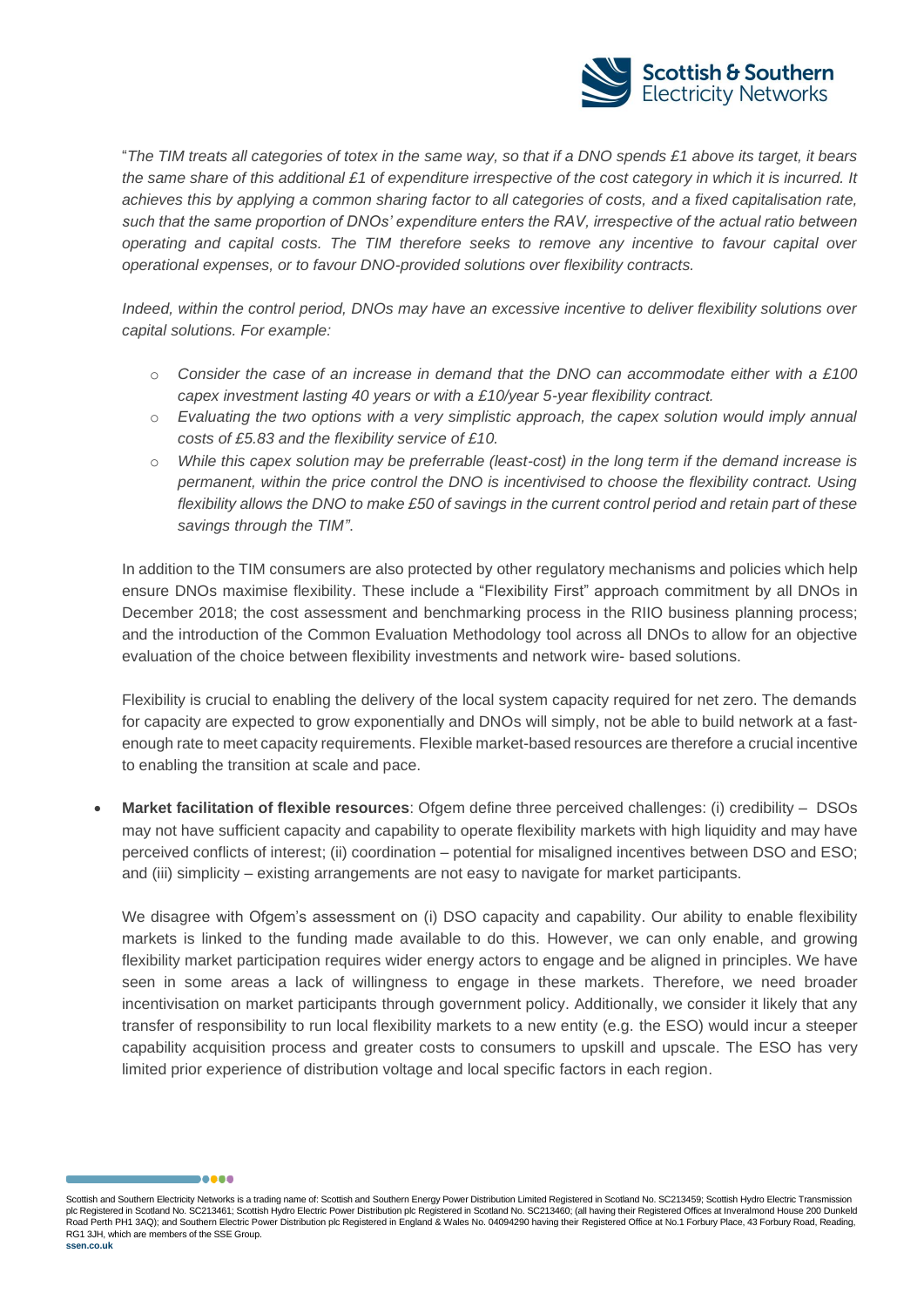"*The TIM treats all categories of totex in the same way, so that if a DNO spends £1 above its target, it bears the same share of this additional £1 of expenditure irrespective of the cost category in which it is incurred. It achieves this by applying a common sharing factor to all categories of costs, and a fixed capitalisation rate, such that the same proportion of DNOs' expenditure enters the RAV, irrespective of the actual ratio between operating and capital costs. The TIM therefore seeks to remove any incentive to favour capital over operational expenses, or to favour DNO-provided solutions over flexibility contracts.*

*Indeed, within the control period, DNOs may have an excessive incentive to deliver flexibility solutions over capital solutions. For example:*

- *Consider the case of an increase in demand that the DNO can accommodate either with a £100 capex investment lasting 40 years or with a £10/year 5-year flexibility contract.*
- *Evaluating the two options with a very simplistic approach, the capex solution would imply annual costs of £5.83 and the flexibility service of £10.*
- *While this capex solution may be preferrable (least-cost) in the long term if the demand increase is permanent, within the price control the DNO is incentivised to choose the flexibility contract. Using flexibility allows the DNO to make £50 of savings in the current control period and retain part of these savings through the TIM".*

In addition to the TIM consumers are also protected by other regulatory mechanisms and policies which help ensure DNOs maximise flexibility. These include a "Flexibility First" approach commitment by all DNOs in December 2018; the cost assessment and benchmarking process in the RIIO business planning process; and the introduction of the Common Evaluation Methodology tool across all DNOs to allow for an objective evaluation of the choice between flexibility investments and network wire- based solutions.

Flexibility is crucial to enabling the delivery of the local system capacity required for net zero. The demands for capacity are expected to grow exponentially and DNOs will simply, not be able to build network at a fast-enough rate to meet capacity requirements. Flexible market-based resources are therefore a crucial incentive to enabling the transition at scale and pace.

- **Market facilitation of flexible resources**: Ofgem define three perceived challenges: (i) credibility – DSOs may not have sufficient capacity and capability to operate flexibility markets with high liquidity and may have perceived conflicts of interest; (ii) coordination – potential for misaligned incentives between DSO and ESO; and (iii) simplicity – existing arrangements are not easy to navigate for market participants.

  We disagree with Ofgem's assessment on (i) DSO capacity and capability. Our ability to enable flexibility markets is linked to the funding made available to do this. However, we can only enable, and growing flexibility market participation requires wider energy actors to engage and be aligned in principles. We have seen in some areas a lack of willingness to engage in these markets. Therefore, we need broader incentivisation on market participants through government policy. Additionally, we consider it likely that any transfer of responsibility to run local flexibility markets to a new entity (e.g. the ESO) would incur a steeper capability acquisition process and greater costs to consumers to upskill and upscale. The ESO has very limited prior experience of distribution voltage and local specific factors in each region.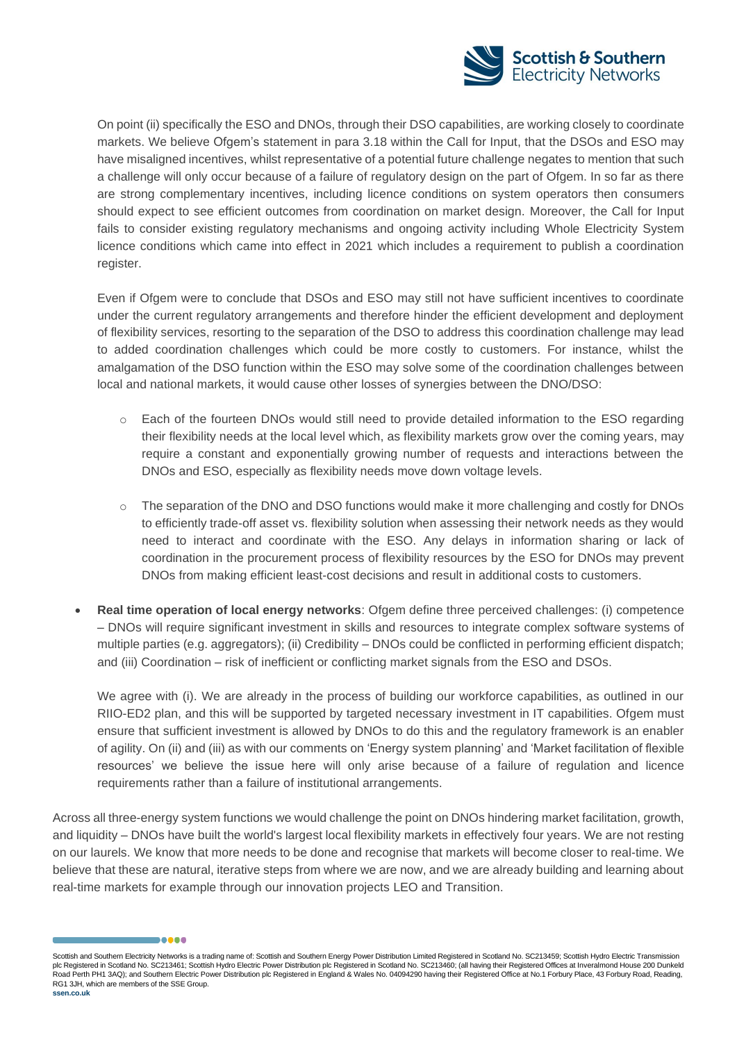On point (ii) specifically the ESO and DNOs, through their DSO capabilities, are working closely to coordinate markets. We believe Ofgem's statement in para 3.18 within the Call for Input, that the DSOs and ESO may have misaligned incentives, whilst representative of a potential future challenge negates to mention that such a challenge will only occur because of a failure of regulatory design on the part of Ofgem. In so far as there are strong complementary incentives, including licence conditions on system operators then consumers should expect to see efficient outcomes from coordination on market design. Moreover, the Call for Input fails to consider existing regulatory mechanisms and ongoing activity including Whole Electricity System licence conditions which came into effect in 2021 which includes a requirement to publish a coordination register.

Even if Ofgem were to conclude that DSOs and ESO may still not have sufficient incentives to coordinate under the current regulatory arrangements and therefore hinder the efficient development and deployment of flexibility services, resorting to the separation of the DSO to address this coordination challenge may lead to added coordination challenges which could be more costly to customers. For instance, whilst the amalgamation of the DSO function within the ESO may solve some of the coordination challenges between local and national markets, it would cause other losses of synergies between the DNO/DSO:

- Each of the fourteen DNOs would still need to provide detailed information to the ESO regarding their flexibility needs at the local level which, as flexibility markets grow over the coming years, may require a constant and exponentially growing number of requests and interactions between the DNOs and ESO, especially as flexibility needs move down voltage levels.
- The separation of the DNO and DSO functions would make it more challenging and costly for DNOs to efficiently trade-off asset vs. flexibility solution when assessing their network needs as they would need to interact and coordinate with the ESO. Any delays in information sharing or lack of coordination in the procurement process of flexibility resources by the ESO for DNOs may prevent DNOs from making efficient least-cost decisions and result in additional costs to customers.

- **Real time operation of local energy networks**: Ofgem define three perceived challenges: (i) competence – DNOs will require significant investment in skills and resources to integrate complex software systems of multiple parties (e.g. aggregators); (ii) Credibility – DNOs could be conflicted in performing efficient dispatch; and (iii) Coordination – risk of inefficient or conflicting market signals from the ESO and DSOs.

  We agree with (i). We are already in the process of building our workforce capabilities, as outlined in our RIIO-ED2 plan, and this will be supported by targeted necessary investment in IT capabilities. Ofgem must ensure that sufficient investment is allowed by DNOs to do this and the regulatory framework is an enabler of agility. On (ii) and (iii) as with our comments on 'Energy system planning' and 'Market facilitation of flexible resources' we believe the issue here will only arise because of a failure of regulation and licence requirements rather than a failure of institutional arrangements.

Across all three-energy system functions we would challenge the point on DNOs hindering market facilitation, growth, and liquidity – DNOs have built the world's largest local flexibility markets in effectively four years. We are not resting on our laurels. We know that more needs to be done and recognise that markets will become closer to real-time. We believe that these are natural, iterative steps from where we are now, and we are already building and learning about real-time markets for example through our innovation projects LEO and Transition.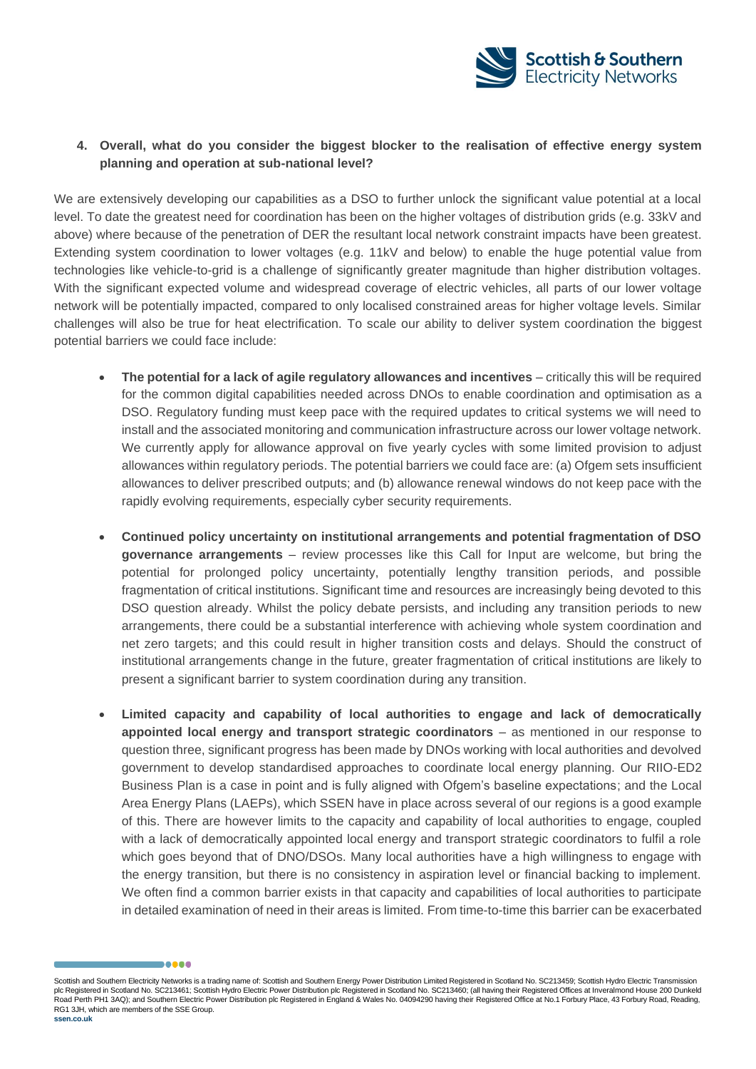4. **Overall, what do you consider the biggest blocker to the realisation of effective energy system planning and operation at sub-national level?**

We are extensively developing our capabilities as a DSO to further unlock the significant value potential at a local level. To date the greatest need for coordination has been on the higher voltages of distribution grids (e.g. 33kV and above) where because of the penetration of DER the resultant local network constraint impacts have been greatest. Extending system coordination to lower voltages (e.g. 11kV and below) to enable the huge potential value from technologies like vehicle-to-grid is a challenge of significantly greater magnitude than higher distribution voltages. With the significant expected volume and widespread coverage of electric vehicles, all parts of our lower voltage network will be potentially impacted, compared to only localised constrained areas for higher voltage levels. Similar challenges will also be true for heat electrification. To scale our ability to deliver system coordination the biggest potential barriers we could face include:

- **The potential for a lack of agile regulatory allowances and incentives** – critically this will be required for the common digital capabilities needed across DNOs to enable coordination and optimisation as a DSO. Regulatory funding must keep pace with the required updates to critical systems we will need to install and the associated monitoring and communication infrastructure across our lower voltage network. We currently apply for allowance approval on five yearly cycles with some limited provision to adjust allowances within regulatory periods. The potential barriers we could face are: (a) Ofgem sets insufficient allowances to deliver prescribed outputs; and (b) allowance renewal windows do not keep pace with the rapidly evolving requirements, especially cyber security requirements.

- **Continued policy uncertainty on institutional arrangements and potential fragmentation of DSO governance arrangements** – review processes like this Call for Input are welcome, but bring the potential for prolonged policy uncertainty, potentially lengthy transition periods, and possible fragmentation of critical institutions. Significant time and resources are increasingly being devoted to this DSO question already. Whilst the policy debate persists, and including any transition periods to new arrangements, there could be a substantial interference with achieving whole system coordination and net zero targets; and this could result in higher transition costs and delays. Should the construct of institutional arrangements change in the future, greater fragmentation of critical institutions are likely to present a significant barrier to system coordination during any transition.

- **Limited capacity and capability of local authorities to engage and lack of democratically appointed local energy and transport strategic coordinators** – as mentioned in our response to question three, significant progress has been made by DNOs working with local authorities and devolved government to develop standardised approaches to coordinate local energy planning. Our RIIO-ED2 Business Plan is a case in point and is fully aligned with Ofgem's baseline expectations; and the Local Area Energy Plans (LAEPs), which SSEN have in place across several of our regions is a good example of this. There are however limits to the capacity and capability of local authorities to engage, coupled with a lack of democratically appointed local energy and transport strategic coordinators to fulfil a role which goes beyond that of DNO/DSOs. Many local authorities have a high willingness to engage with the energy transition, but there is no consistency in aspiration level or financial backing to implement. We often find a common barrier exists in that capacity and capabilities of local authorities to participate in detailed examination of need in their areas is limited. From time-to-time this barrier can be exacerbated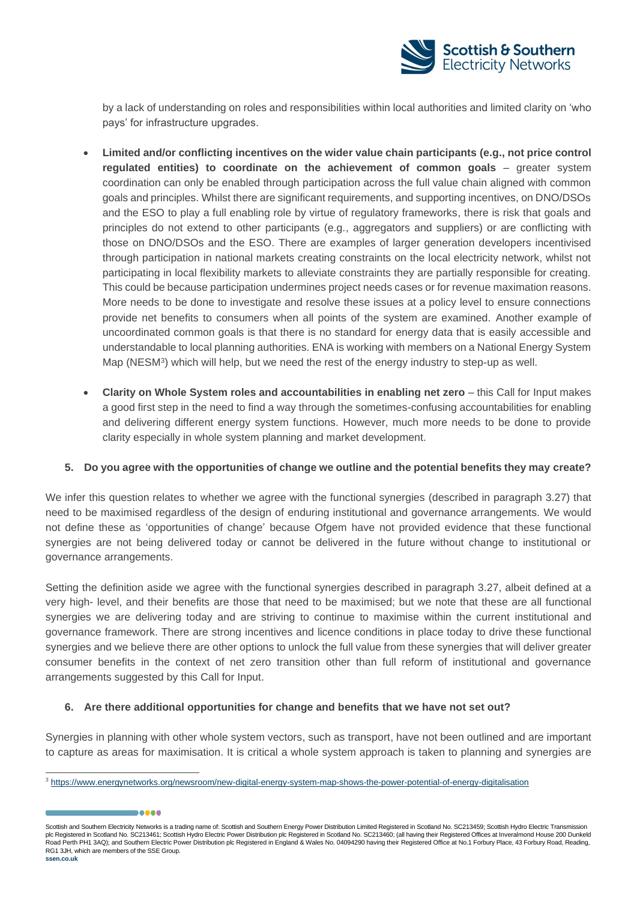by a lack of understanding on roles and responsibilities within local authorities and limited clarity on 'who pays' for infrastructure upgrades.

- **Limited and/or conflicting incentives on the wider value chain participants (e.g., not price control regulated entities) to coordinate on the achievement of common goals** – greater system coordination can only be enabled through participation across the full value chain aligned with common goals and principles. Whilst there are significant requirements, and supporting incentives, on DNO/DSOs and the ESO to play a full enabling role by virtue of regulatory frameworks, there is risk that goals and principles do not extend to other participants (e.g., aggregators and suppliers) or are conflicting with those on DNO/DSOs and the ESO. There are examples of larger generation developers incentivised through participation in national markets creating constraints on the local electricity network, whilst not participating in local flexibility markets to alleviate constraints they are partially responsible for creating. This could be because participation undermines project needs cases or for revenue maximation reasons. More needs to be done to investigate and resolve these issues at a policy level to ensure connections provide net benefits to consumers when all points of the system are examined. Another example of uncoordinated common goals is that there is no standard for energy data that is easily accessible and understandable to local planning authorities. ENA is working with members on a National Energy System Map (NESM[3]) which will help, but we need the rest of the energy industry to step-up as well.

- **Clarity on Whole System roles and accountabilities in enabling net zero** – this Call for Input makes a good first step in the need to find a way through the sometimes-confusing accountabilities for enabling and delivering different energy system functions. However, much more needs to be done to provide clarity especially in whole system planning and market development.

**5. Do you agree with the opportunities of change we outline and the potential benefits they may create?**

We infer this question relates to whether we agree with the functional synergies (described in paragraph 3.27) that need to be maximised regardless of the design of enduring institutional and governance arrangements. We would not define these as 'opportunities of change' because Ofgem have not provided evidence that these functional synergies are not being delivered today or cannot be delivered in the future without change to institutional or governance arrangements.

Setting the definition aside we agree with the functional synergies described in paragraph 3.27, albeit defined at a very high- level, and their benefits are those that need to be maximised; but we note that these are all functional synergies we are delivering today and are striving to continue to maximise within the current institutional and governance framework. There are strong incentives and licence conditions in place today to drive these functional synergies and we believe there are other options to unlock the full value from these synergies that will deliver greater consumer benefits in the context of net zero transition other than full reform of institutional and governance arrangements suggested by this Call for Input.

**6. Are there additional opportunities for change and benefits that we have not set out?**

Synergies in planning with other whole system vectors, such as transport, have not been outlined and are important to capture as areas for maximisation. It is critical a whole system approach is taken to planning and synergies are

[3] https://www.energynetworks.org/newsroom/new-digital-energy-system-map-shows-the-power-potential-of-energy-digitalisation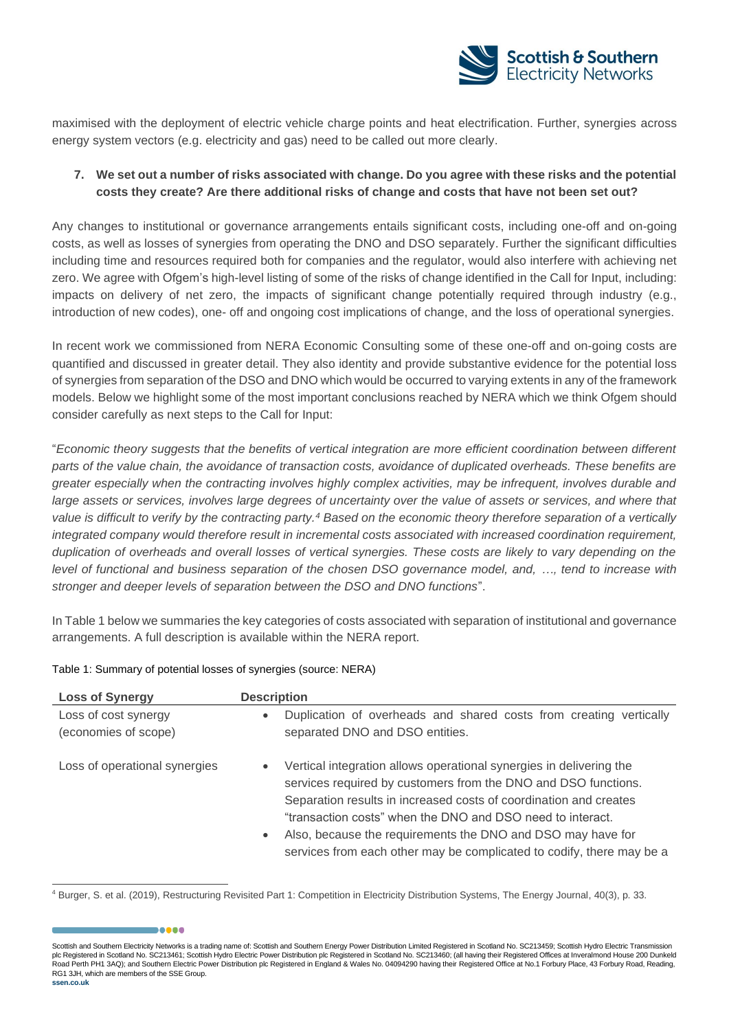maximised with the deployment of electric vehicle charge points and heat electrification. Further, synergies across energy system vectors (e.g. electricity and gas) need to be called out more clearly.

7. **We set out a number of risks associated with change. Do you agree with these risks and the potential costs they create? Are there additional risks of change and costs that have not been set out?**

Any changes to institutional or governance arrangements entails significant costs, including one-off and on-going costs, as well as losses of synergies from operating the DNO and DSO separately. Further the significant difficulties including time and resources required both for companies and the regulator, would also interfere with achieving net zero. We agree with Ofgem's high-level listing of some of the risks of change identified in the Call for Input, including: impacts on delivery of net zero, the impacts of significant change potentially required through industry (e.g., introduction of new codes), one- off and ongoing cost implications of change, and the loss of operational synergies.

In recent work we commissioned from NERA Economic Consulting some of these one-off and on-going costs are quantified and discussed in greater detail. They also identity and provide substantive evidence for the potential loss of synergies from separation of the DSO and DNO which would be occurred to varying extents in any of the framework models. Below we highlight some of the most important conclusions reached by NERA which we think Ofgem should consider carefully as next steps to the Call for Input:

"*Economic theory suggests that the benefits of vertical integration are more efficient coordination between different parts of the value chain, the avoidance of transaction costs, avoidance of duplicated overheads. These benefits are greater especially when the contracting involves highly complex activities, may be infrequent, involves durable and large assets or services, involves large degrees of uncertainty over the value of assets or services, and where that value is difficult to verify by the contracting party.*[4] *Based on the economic theory therefore separation of a vertically integrated company would therefore result in incremental costs associated with increased coordination requirement, duplication of overheads and overall losses of vertical synergies. These costs are likely to vary depending on the level of functional and business separation of the chosen DSO governance model, and, …, tend to increase with stronger and deeper levels of separation between the DSO and DNO functions*".

In Table 1 below we summaries the key categories of costs associated with separation of institutional and governance arrangements. A full description is available within the NERA report.

Table 1: Summary of potential losses of synergies (source: NERA)

| Loss of Synergy | Description |
|---|---|
| Loss of cost synergy (economies of scope) | • Duplication of overheads and shared costs from creating vertically separated DNO and DSO entities. |
| Loss of operational synergies | • Vertical integration allows operational synergies in delivering the services required by customers from the DNO and DSO functions. Separation results in increased costs of coordination and creates "transaction costs" when the DNO and DSO need to interact.<br>• Also, because the requirements the DNO and DSO may have for services from each other may be complicated to codify, there may be a |

[4] Burger, S. et al. (2019), Restructuring Revisited Part 1: Competition in Electricity Distribution Systems, The Energy Journal, 40(3), p. 33.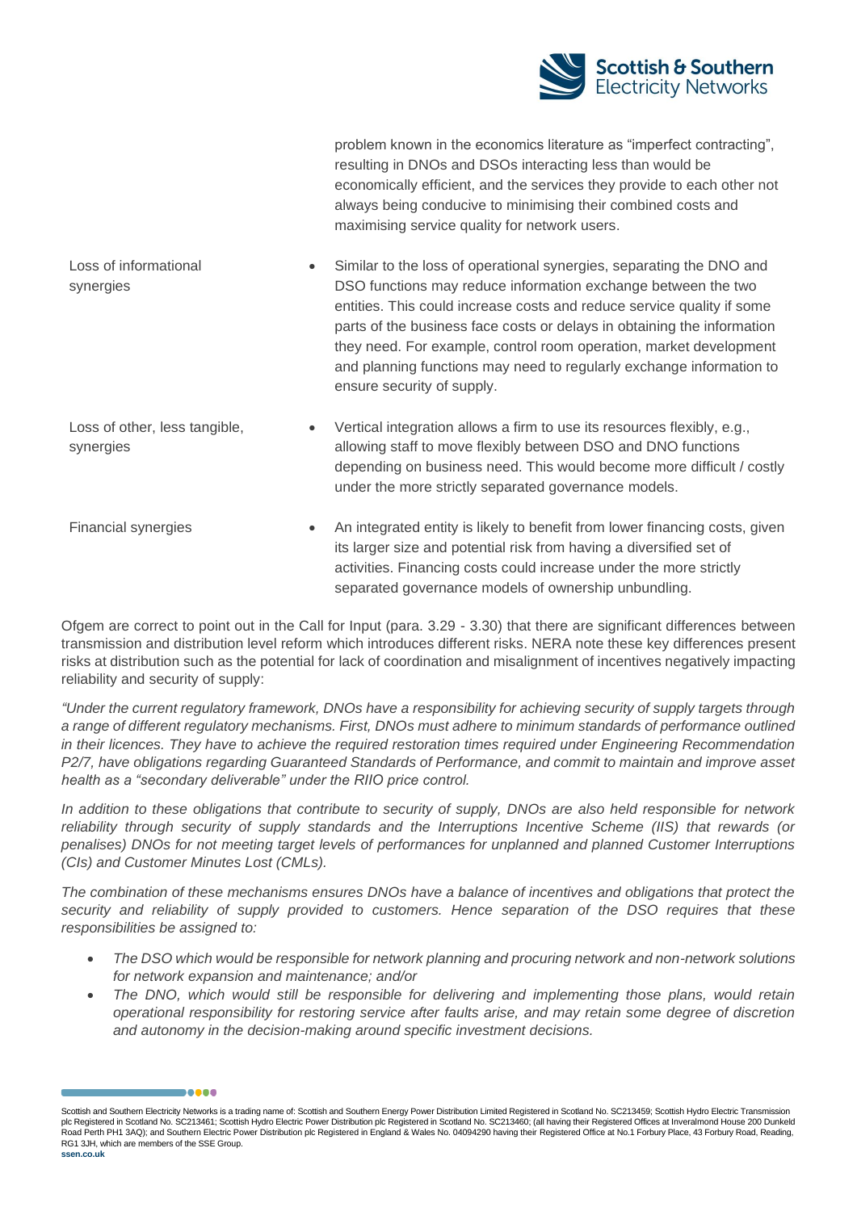problem known in the economics literature as “imperfect contracting”, resulting in DNOs and DSOs interacting less than would be economically efficient, and the services they provide to each other not always being conducive to minimising their combined costs and maximising service quality for network users.

| | |
|---|---|
| Loss of informational synergies | • Similar to the loss of operational synergies, separating the DNO and DSO functions may reduce information exchange between the two entities. This could increase costs and reduce service quality if some parts of the business face costs or delays in obtaining the information they need. For example, control room operation, market development and planning functions may need to regularly exchange information to ensure security of supply. |
| Loss of other, less tangible, synergies | • Vertical integration allows a firm to use its resources flexibly, e.g., allowing staff to move flexibly between DSO and DNO functions depending on business need. This would become more difficult / costly under the more strictly separated governance models. |
| Financial synergies | • An integrated entity is likely to benefit from lower financing costs, given its larger size and potential risk from having a diversified set of activities. Financing costs could increase under the more strictly separated governance models of ownership unbundling. |

Ofgem are correct to point out in the Call for Input (para. 3.29 - 3.30) that there are significant differences between transmission and distribution level reform which introduces different risks. NERA note these key differences present risks at distribution such as the potential for lack of coordination and misalignment of incentives negatively impacting reliability and security of supply:

*“Under the current regulatory framework, DNOs have a responsibility for achieving security of supply targets through a range of different regulatory mechanisms. First, DNOs must adhere to minimum standards of performance outlined in their licences. They have to achieve the required restoration times required under Engineering Recommendation P2/7, have obligations regarding Guaranteed Standards of Performance, and commit to maintain and improve asset health as a “secondary deliverable” under the RIIO price control.*

*In addition to these obligations that contribute to security of supply, DNOs are also held responsible for network reliability through security of supply standards and the Interruptions Incentive Scheme (IIS) that rewards (or penalises) DNOs for not meeting target levels of performances for unplanned and planned Customer Interruptions (CIs) and Customer Minutes Lost (CMLs).*

*The combination of these mechanisms ensures DNOs have a balance of incentives and obligations that protect the security and reliability of supply provided to customers. Hence separation of the DSO requires that these responsibilities be assigned to:*

- *The DSO which would be responsible for network planning and procuring network and non-network solutions for network expansion and maintenance; and/or*
- *The DNO, which would still be responsible for delivering and implementing those plans, would retain operational responsibility for restoring service after faults arise, and may retain some degree of discretion and autonomy in the decision-making around specific investment decisions.*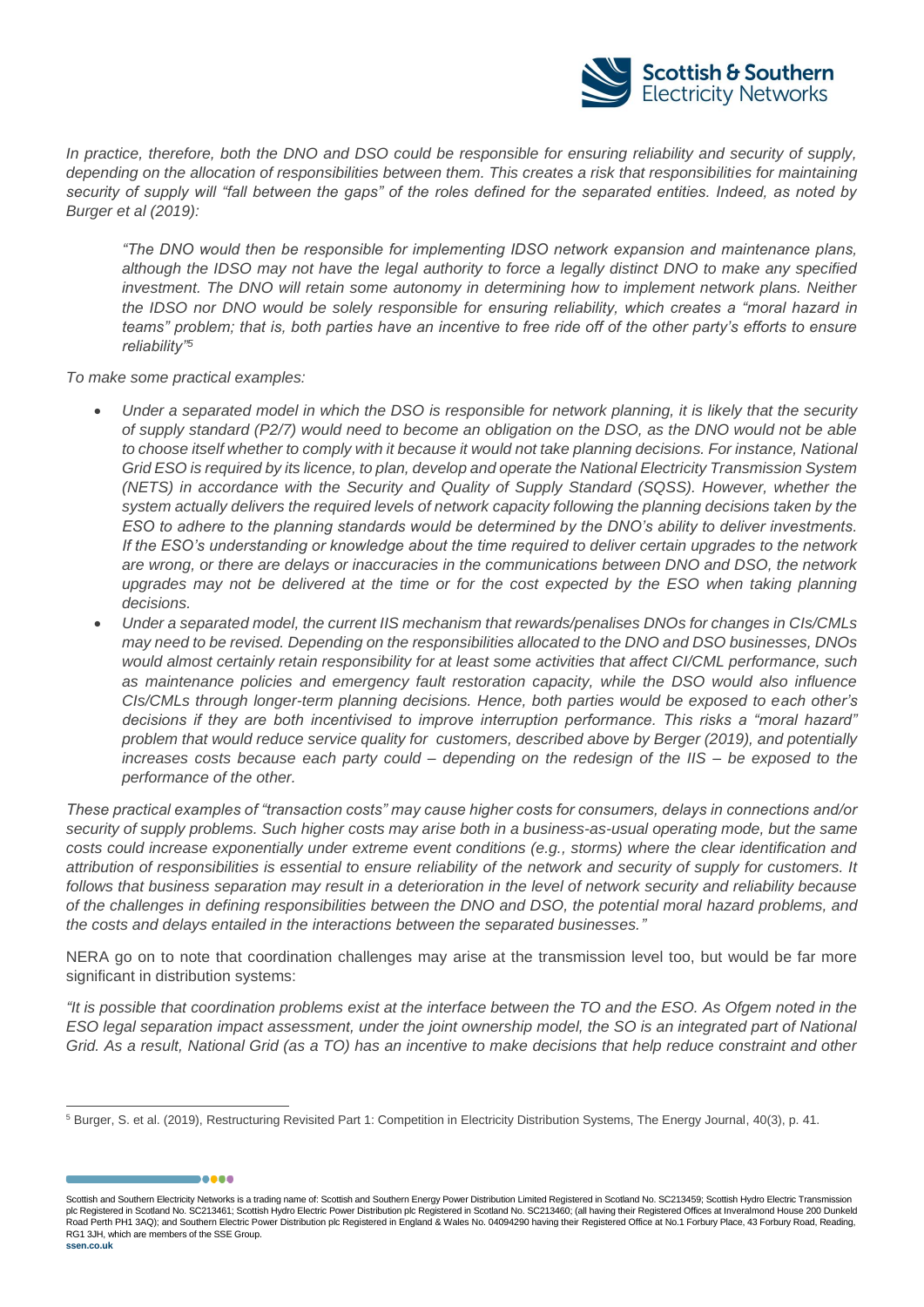*In practice, therefore, both the DNO and DSO could be responsible for ensuring reliability and security of supply, depending on the allocation of responsibilities between them. This creates a risk that responsibilities for maintaining security of supply will "fall between the gaps" of the roles defined for the separated entities. Indeed, as noted by Burger et al (2019):*

> *"The DNO would then be responsible for implementing IDSO network expansion and maintenance plans, although the IDSO may not have the legal authority to force a legally distinct DNO to make any specified investment. The DNO will retain some autonomy in determining how to implement network plans. Neither the IDSO nor DNO would be solely responsible for ensuring reliability, which creates a "moral hazard in teams" problem; that is, both parties have an incentive to free ride off of the other party's efforts to ensure reliability"*[5]

*To make some practical examples:*

- *Under a separated model in which the DSO is responsible for network planning, it is likely that the security of supply standard (P2/7) would need to become an obligation on the DSO, as the DNO would not be able to choose itself whether to comply with it because it would not take planning decisions. For instance, National Grid ESO is required by its licence, to plan, develop and operate the National Electricity Transmission System (NETS) in accordance with the Security and Quality of Supply Standard (SQSS). However, whether the system actually delivers the required levels of network capacity following the planning decisions taken by the ESO to adhere to the planning standards would be determined by the DNO's ability to deliver investments. If the ESO's understanding or knowledge about the time required to deliver certain upgrades to the network are wrong, or there are delays or inaccuracies in the communications between DNO and DSO, the network upgrades may not be delivered at the time or for the cost expected by the ESO when taking planning decisions.*
- *Under a separated model, the current IIS mechanism that rewards/penalises DNOs for changes in CIs/CMLs may need to be revised. Depending on the responsibilities allocated to the DNO and DSO businesses, DNOs would almost certainly retain responsibility for at least some activities that affect CI/CML performance, such as maintenance policies and emergency fault restoration capacity, while the DSO would also influence CIs/CMLs through longer-term planning decisions. Hence, both parties would be exposed to each other's decisions if they are both incentivised to improve interruption performance. This risks a "moral hazard" problem that would reduce service quality for customers, described above by Berger (2019), and potentially increases costs because each party could – depending on the redesign of the IIS – be exposed to the performance of the other.*

*These practical examples of "transaction costs" may cause higher costs for consumers, delays in connections and/or security of supply problems. Such higher costs may arise both in a business-as-usual operating mode, but the same costs could increase exponentially under extreme event conditions (e.g., storms) where the clear identification and attribution of responsibilities is essential to ensure reliability of the network and security of supply for customers. It follows that business separation may result in a deterioration in the level of network security and reliability because of the challenges in defining responsibilities between the DNO and DSO, the potential moral hazard problems, and the costs and delays entailed in the interactions between the separated businesses."*

NERA go on to note that coordination challenges may arise at the transmission level too, but would be far more significant in distribution systems:

*"It is possible that coordination problems exist at the interface between the TO and the ESO. As Ofgem noted in the ESO legal separation impact assessment, under the joint ownership model, the SO is an integrated part of National Grid. As a result, National Grid (as a TO) has an incentive to make decisions that help reduce constraint and other*

[5] Burger, S. et al. (2019), Restructuring Revisited Part 1: Competition in Electricity Distribution Systems, The Energy Journal, 40(3), p. 41.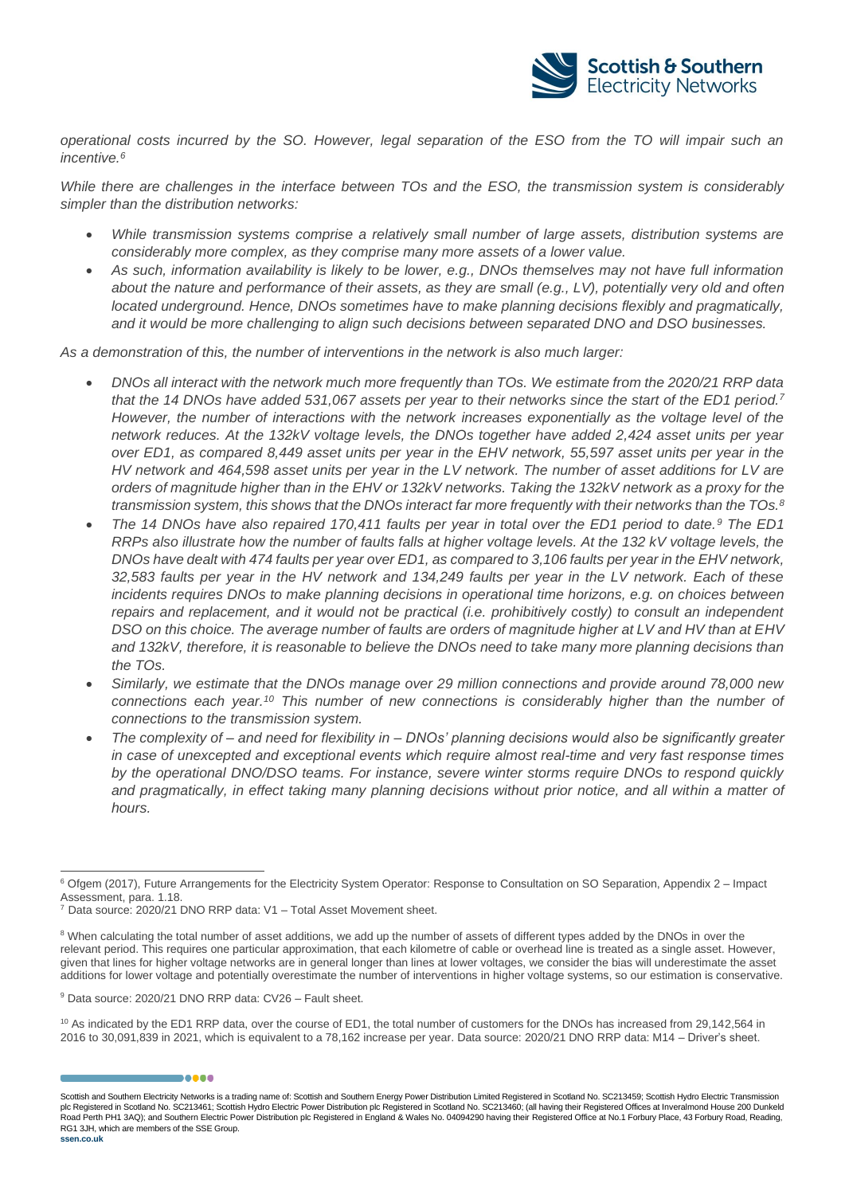*operational costs incurred by the SO. However, legal separation of the ESO from the TO will impair such an incentive.*[6]

*While there are challenges in the interface between TOs and the ESO, the transmission system is considerably simpler than the distribution networks:*

- *While transmission systems comprise a relatively small number of large assets, distribution systems are considerably more complex, as they comprise many more assets of a lower value.*
- *As such, information availability is likely to be lower, e.g., DNOs themselves may not have full information about the nature and performance of their assets, as they are small (e.g., LV), potentially very old and often located underground. Hence, DNOs sometimes have to make planning decisions flexibly and pragmatically, and it would be more challenging to align such decisions between separated DNO and DSO businesses.*

*As a demonstration of this, the number of interventions in the network is also much larger:*

- *DNOs all interact with the network much more frequently than TOs. We estimate from the 2020/21 RRP data that the 14 DNOs have added 531,067 assets per year to their networks since the start of the ED1 period.*[7] *However, the number of interactions with the network increases exponentially as the voltage level of the network reduces. At the 132kV voltage levels, the DNOs together have added 2,424 asset units per year over ED1, as compared 8,449 asset units per year in the EHV network, 55,597 asset units per year in the HV network and 464,598 asset units per year in the LV network. The number of asset additions for LV are orders of magnitude higher than in the EHV or 132kV networks. Taking the 132kV network as a proxy for the transmission system, this shows that the DNOs interact far more frequently with their networks than the TOs.*[8]
- *The 14 DNOs have also repaired 170,411 faults per year in total over the ED1 period to date.*[9] *The ED1 RRPs also illustrate how the number of faults falls at higher voltage levels. At the 132 kV voltage levels, the DNOs have dealt with 474 faults per year over ED1, as compared to 3,106 faults per year in the EHV network, 32,583 faults per year in the HV network and 134,249 faults per year in the LV network. Each of these incidents requires DNOs to make planning decisions in operational time horizons, e.g. on choices between repairs and replacement, and it would not be practical (i.e. prohibitively costly) to consult an independent DSO on this choice. The average number of faults are orders of magnitude higher at LV and HV than at EHV and 132kV, therefore, it is reasonable to believe the DNOs need to take many more planning decisions than the TOs.*
- *Similarly, we estimate that the DNOs manage over 29 million connections and provide around 78,000 new connections each year.*[10] *This number of new connections is considerably higher than the number of connections to the transmission system.*
- *The complexity of – and need for flexibility in – DNOs' planning decisions would also be significantly greater in case of unexcepted and exceptional events which require almost real-time and very fast response times by the operational DNO/DSO teams. For instance, severe winter storms require DNOs to respond quickly and pragmatically, in effect taking many planning decisions without prior notice, and all within a matter of hours.*

---

[6] Ofgem (2017), Future Arrangements for the Electricity System Operator: Response to Consultation on SO Separation, Appendix 2 – Impact Assessment, para. 1.18.

[7] Data source: 2020/21 DNO RRP data: V1 – Total Asset Movement sheet.

[8] When calculating the total number of asset additions, we add up the number of assets of different types added by the DNOs in over the relevant period. This requires one particular approximation, that each kilometre of cable or overhead line is treated as a single asset. However, given that lines for higher voltage networks are in general longer than lines at lower voltages, we consider the bias will underestimate the asset additions for lower voltage and potentially overestimate the number of interventions in higher voltage systems, so our estimation is conservative.

[9] Data source: 2020/21 DNO RRP data: CV26 – Fault sheet.

[10] As indicated by the ED1 RRP data, over the course of ED1, the total number of customers for the DNOs has increased from 29,142,564 in 2016 to 30,091,839 in 2021, which is equivalent to a 78,162 increase per year. Data source: 2020/21 DNO RRP data: M14 – Driver's sheet.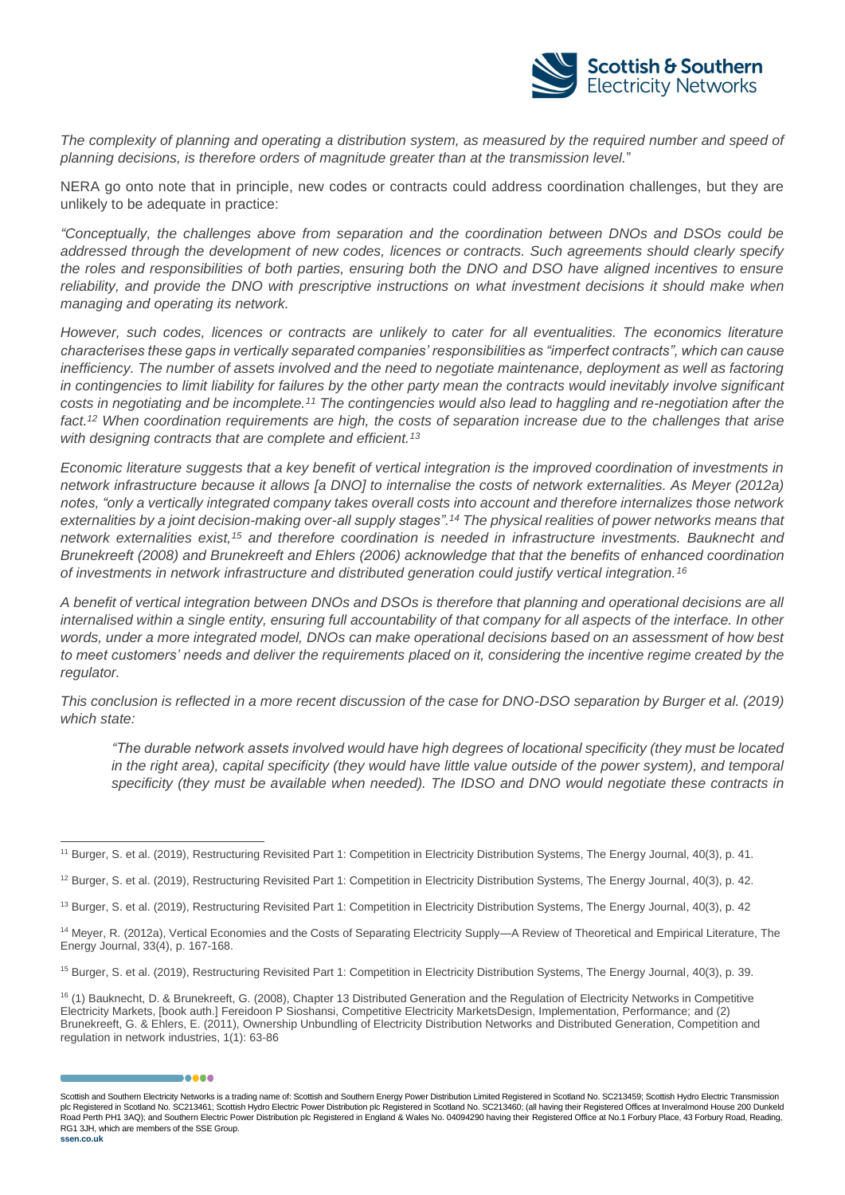*The complexity of planning and operating a distribution system, as measured by the required number and speed of planning decisions, is therefore orders of magnitude greater than at the transmission level.*"

NERA go onto note that in principle, new codes or contracts could address coordination challenges, but they are unlikely to be adequate in practice:

*"Conceptually, the challenges above from separation and the coordination between DNOs and DSOs could be addressed through the development of new codes, licences or contracts. Such agreements should clearly specify the roles and responsibilities of both parties, ensuring both the DNO and DSO have aligned incentives to ensure reliability, and provide the DNO with prescriptive instructions on what investment decisions it should make when managing and operating its network.*

*However, such codes, licences or contracts are unlikely to cater for all eventualities. The economics literature characterises these gaps in vertically separated companies' responsibilities as "imperfect contracts", which can cause inefficiency. The number of assets involved and the need to negotiate maintenance, deployment as well as factoring in contingencies to limit liability for failures by the other party mean the contracts would inevitably involve significant costs in negotiating and be incomplete.[11] The contingencies would also lead to haggling and re-negotiation after the fact.[12] When coordination requirements are high, the costs of separation increase due to the challenges that arise with designing contracts that are complete and efficient.[13]*

*Economic literature suggests that a key benefit of vertical integration is the improved coordination of investments in network infrastructure because it allows [a DNO] to internalise the costs of network externalities. As Meyer (2012a) notes, "only a vertically integrated company takes overall costs into account and therefore internalizes those network externalities by a joint decision-making over-all supply stages".[14] The physical realities of power networks means that network externalities exist,[15] and therefore coordination is needed in infrastructure investments. Bauknecht and Brunekreeft (2008) and Brunekreeft and Ehlers (2006) acknowledge that that the benefits of enhanced coordination of investments in network infrastructure and distributed generation could justify vertical integration.[16]*

*A benefit of vertical integration between DNOs and DSOs is therefore that planning and operational decisions are all internalised within a single entity, ensuring full accountability of that company for all aspects of the interface. In other words, under a more integrated model, DNOs can make operational decisions based on an assessment of how best to meet customers' needs and deliver the requirements placed on it, considering the incentive regime created by the regulator.*

*This conclusion is reflected in a more recent discussion of the case for DNO-DSO separation by Burger et al. (2019) which state:*

> *"The durable network assets involved would have high degrees of locational specificity (they must be located in the right area), capital specificity (they would have little value outside of the power system), and temporal specificity (they must be available when needed). The IDSO and DNO would negotiate these contracts in*

---

[11] Burger, S. et al. (2019), Restructuring Revisited Part 1: Competition in Electricity Distribution Systems, The Energy Journal, 40(3), p. 41.

[12] Burger, S. et al. (2019), Restructuring Revisited Part 1: Competition in Electricity Distribution Systems, The Energy Journal, 40(3), p. 42.

[13] Burger, S. et al. (2019), Restructuring Revisited Part 1: Competition in Electricity Distribution Systems, The Energy Journal, 40(3), p. 42

[14] Meyer, R. (2012a), Vertical Economies and the Costs of Separating Electricity Supply—A Review of Theoretical and Empirical Literature, The Energy Journal, 33(4), p. 167-168.

[15] Burger, S. et al. (2019), Restructuring Revisited Part 1: Competition in Electricity Distribution Systems, The Energy Journal, 40(3), p. 39.

[16] (1) Bauknecht, D. & Brunekreeft, G. (2008), Chapter 13 Distributed Generation and the Regulation of Electricity Networks in Competitive Electricity Markets, [book auth.] Fereidoon P Sioshansi, Competitive Electricity MarketsDesign, Implementation, Performance; and (2) Brunekreeft, G. & Ehlers, E. (2011), Ownership Unbundling of Electricity Distribution Networks and Distributed Generation, Competition and regulation in network industries, 1(1): 63-86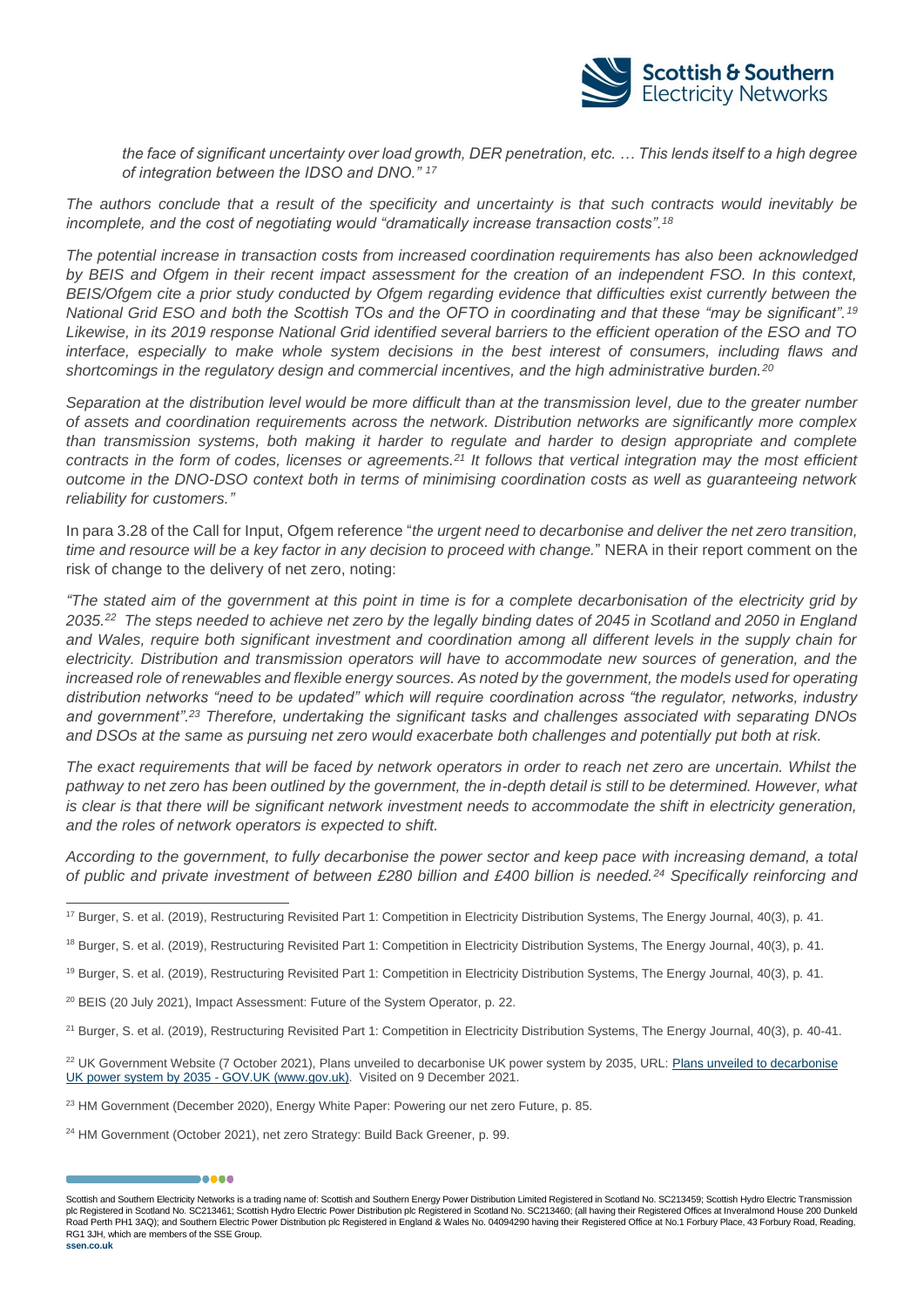*the face of significant uncertainty over load growth, DER penetration, etc. … This lends itself to a high degree of integration between the IDSO and DNO." [17]*

*The authors conclude that a result of the specificity and uncertainty is that such contracts would inevitably be incomplete, and the cost of negotiating would "dramatically increase transaction costs".[18]*

*The potential increase in transaction costs from increased coordination requirements has also been acknowledged by BEIS and Ofgem in their recent impact assessment for the creation of an independent FSO. In this context, BEIS/Ofgem cite a prior study conducted by Ofgem regarding evidence that difficulties exist currently between the National Grid ESO and both the Scottish TOs and the OFTO in coordinating and that these "may be significant".[19] Likewise, in its 2019 response National Grid identified several barriers to the efficient operation of the ESO and TO interface, especially to make whole system decisions in the best interest of consumers, including flaws and shortcomings in the regulatory design and commercial incentives, and the high administrative burden.[20]*

*Separation at the distribution level would be more difficult than at the transmission level, due to the greater number of assets and coordination requirements across the network. Distribution networks are significantly more complex than transmission systems, both making it harder to regulate and harder to design appropriate and complete contracts in the form of codes, licenses or agreements.[21] It follows that vertical integration may the most efficient outcome in the DNO-DSO context both in terms of minimising coordination costs as well as guaranteeing network reliability for customers."*

In para 3.28 of the Call for Input, Ofgem reference "*the urgent need to decarbonise and deliver the net zero transition, time and resource will be a key factor in any decision to proceed with change.*" NERA in their report comment on the risk of change to the delivery of net zero, noting:

*"The stated aim of the government at this point in time is for a complete decarbonisation of the electricity grid by 2035.[22] The steps needed to achieve net zero by the legally binding dates of 2045 in Scotland and 2050 in England and Wales, require both significant investment and coordination among all different levels in the supply chain for electricity. Distribution and transmission operators will have to accommodate new sources of generation, and the increased role of renewables and flexible energy sources. As noted by the government, the models used for operating distribution networks "need to be updated" which will require coordination across "the regulator, networks, industry and government".[23] Therefore, undertaking the significant tasks and challenges associated with separating DNOs and DSOs at the same as pursuing net zero would exacerbate both challenges and potentially put both at risk.*

*The exact requirements that will be faced by network operators in order to reach net zero are uncertain. Whilst the pathway to net zero has been outlined by the government, the in-depth detail is still to be determined. However, what is clear is that there will be significant network investment needs to accommodate the shift in electricity generation, and the roles of network operators is expected to shift.*

*According to the government, to fully decarbonise the power sector and keep pace with increasing demand, a total of public and private investment of between £280 billion and £400 billion is needed.[24] Specifically reinforcing and*

---

[17] Burger, S. et al. (2019), Restructuring Revisited Part 1: Competition in Electricity Distribution Systems, The Energy Journal, 40(3), p. 41.

[18] Burger, S. et al. (2019), Restructuring Revisited Part 1: Competition in Electricity Distribution Systems, The Energy Journal, 40(3), p. 41.

[19] Burger, S. et al. (2019), Restructuring Revisited Part 1: Competition in Electricity Distribution Systems, The Energy Journal, 40(3), p. 41.

[20] BEIS (20 July 2021), Impact Assessment: Future of the System Operator, p. 22.

[21] Burger, S. et al. (2019), Restructuring Revisited Part 1: Competition in Electricity Distribution Systems, The Energy Journal, 40(3), p. 40-41.

[22] UK Government Website (7 October 2021), Plans unveiled to decarbonise UK power system by 2035, URL: Plans unveiled to decarbonise UK power system by 2035 - GOV.UK (www.gov.uk). Visited on 9 December 2021.

[23] HM Government (December 2020), Energy White Paper: Powering our net zero Future, p. 85.

[24] HM Government (October 2021), net zero Strategy: Build Back Greener, p. 99.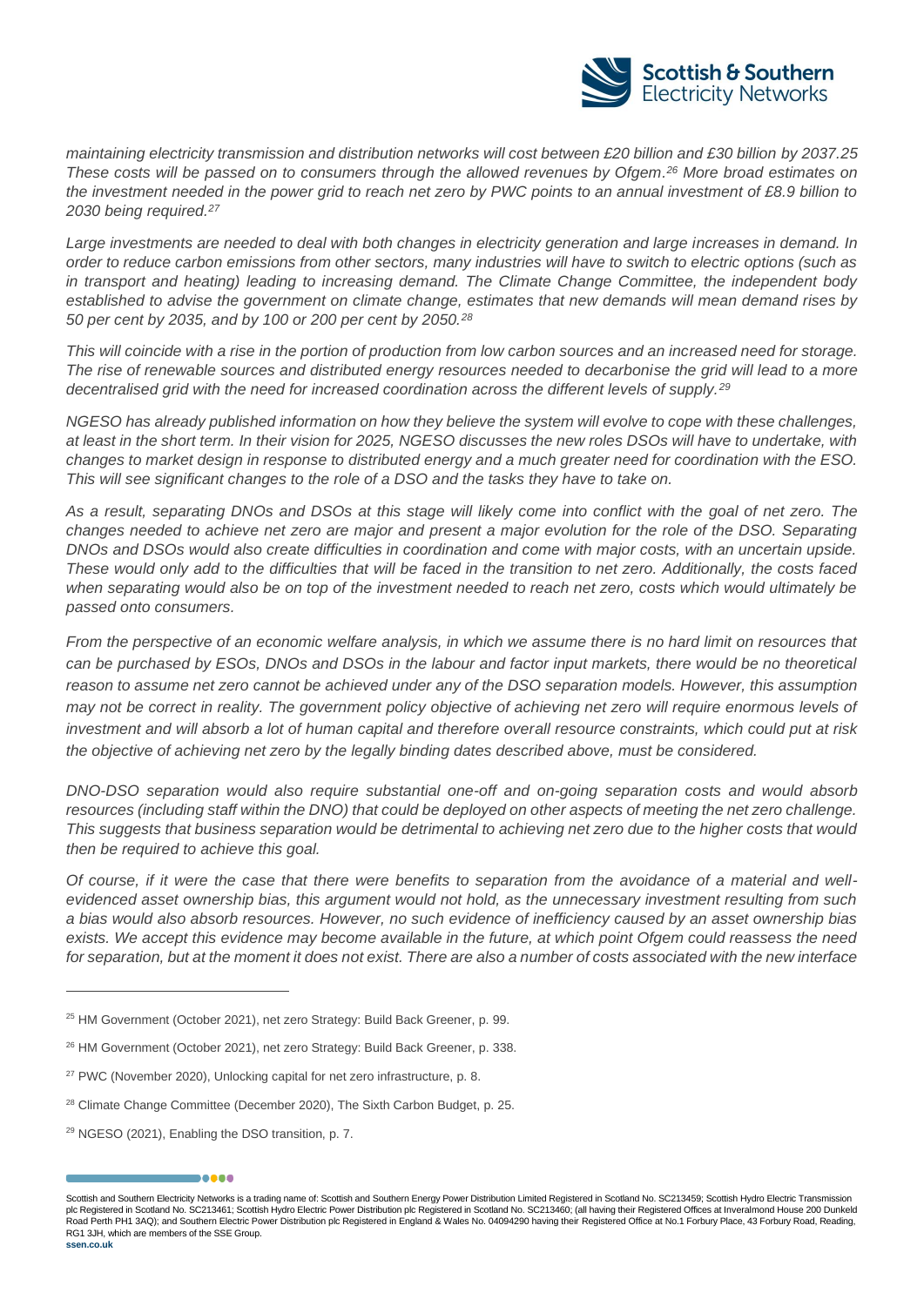*maintaining electricity transmission and distribution networks will cost between £20 billion and £30 billion by 2037.[25] These costs will be passed on to consumers through the allowed revenues by Ofgem.[26] More broad estimates on the investment needed in the power grid to reach net zero by PWC points to an annual investment of £8.9 billion to 2030 being required.[27]*

*Large investments are needed to deal with both changes in electricity generation and large increases in demand. In order to reduce carbon emissions from other sectors, many industries will have to switch to electric options (such as in transport and heating) leading to increasing demand. The Climate Change Committee, the independent body established to advise the government on climate change, estimates that new demands will mean demand rises by 50 per cent by 2035, and by 100 or 200 per cent by 2050.[28]*

*This will coincide with a rise in the portion of production from low carbon sources and an increased need for storage. The rise of renewable sources and distributed energy resources needed to decarbonise the grid will lead to a more decentralised grid with the need for increased coordination across the different levels of supply.[29]*

*NGESO has already published information on how they believe the system will evolve to cope with these challenges, at least in the short term. In their vision for 2025, NGESO discusses the new roles DSOs will have to undertake, with changes to market design in response to distributed energy and a much greater need for coordination with the ESO. This will see significant changes to the role of a DSO and the tasks they have to take on.*

*As a result, separating DNOs and DSOs at this stage will likely come into conflict with the goal of net zero. The changes needed to achieve net zero are major and present a major evolution for the role of the DSO. Separating DNOs and DSOs would also create difficulties in coordination and come with major costs, with an uncertain upside. These would only add to the difficulties that will be faced in the transition to net zero. Additionally, the costs faced when separating would also be on top of the investment needed to reach net zero, costs which would ultimately be passed onto consumers.*

*From the perspective of an economic welfare analysis, in which we assume there is no hard limit on resources that can be purchased by ESOs, DNOs and DSOs in the labour and factor input markets, there would be no theoretical reason to assume net zero cannot be achieved under any of the DSO separation models. However, this assumption may not be correct in reality. The government policy objective of achieving net zero will require enormous levels of investment and will absorb a lot of human capital and therefore overall resource constraints, which could put at risk the objective of achieving net zero by the legally binding dates described above, must be considered.*

*DNO-DSO separation would also require substantial one-off and on-going separation costs and would absorb resources (including staff within the DNO) that could be deployed on other aspects of meeting the net zero challenge. This suggests that business separation would be detrimental to achieving net zero due to the higher costs that would then be required to achieve this goal.*

*Of course, if it were the case that there were benefits to separation from the avoidance of a material and well-evidenced asset ownership bias, this argument would not hold, as the unnecessary investment resulting from such a bias would also absorb resources. However, no such evidence of inefficiency caused by an asset ownership bias exists. We accept this evidence may become available in the future, at which point Ofgem could reassess the need for separation, but at the moment it does not exist. There are also a number of costs associated with the new interface*

---

[25] HM Government (October 2021), net zero Strategy: Build Back Greener, p. 99.

[26] HM Government (October 2021), net zero Strategy: Build Back Greener, p. 338.

[27] PWC (November 2020), Unlocking capital for net zero infrastructure, p. 8.

[28] Climate Change Committee (December 2020), The Sixth Carbon Budget, p. 25.

[29] NGESO (2021), Enabling the DSO transition, p. 7.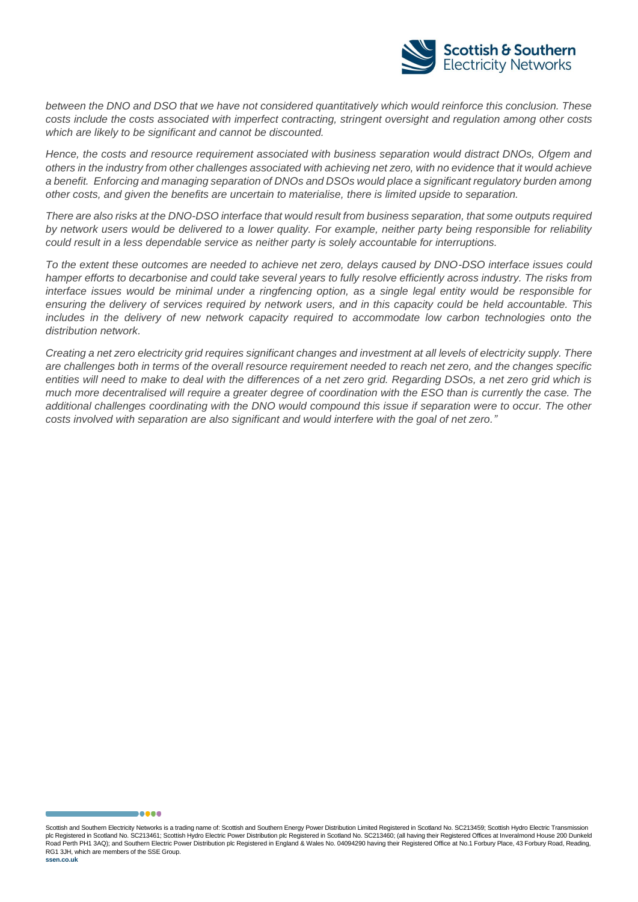*between the DNO and DSO that we have not considered quantitatively which would reinforce this conclusion. These costs include the costs associated with imperfect contracting, stringent oversight and regulation among other costs which are likely to be significant and cannot be discounted.*

*Hence, the costs and resource requirement associated with business separation would distract DNOs, Ofgem and others in the industry from other challenges associated with achieving net zero, with no evidence that it would achieve a benefit. Enforcing and managing separation of DNOs and DSOs would place a significant regulatory burden among other costs, and given the benefits are uncertain to materialise, there is limited upside to separation.*

*There are also risks at the DNO-DSO interface that would result from business separation, that some outputs required by network users would be delivered to a lower quality. For example, neither party being responsible for reliability could result in a less dependable service as neither party is solely accountable for interruptions.*

*To the extent these outcomes are needed to achieve net zero, delays caused by DNO-DSO interface issues could hamper efforts to decarbonise and could take several years to fully resolve efficiently across industry. The risks from interface issues would be minimal under a ringfencing option, as a single legal entity would be responsible for ensuring the delivery of services required by network users, and in this capacity could be held accountable. This includes in the delivery of new network capacity required to accommodate low carbon technologies onto the distribution network.*

*Creating a net zero electricity grid requires significant changes and investment at all levels of electricity supply. There are challenges both in terms of the overall resource requirement needed to reach net zero, and the changes specific entities will need to make to deal with the differences of a net zero grid. Regarding DSOs, a net zero grid which is much more decentralised will require a greater degree of coordination with the ESO than is currently the case. The additional challenges coordinating with the DNO would compound this issue if separation were to occur. The other costs involved with separation are also significant and would interfere with the goal of net zero."*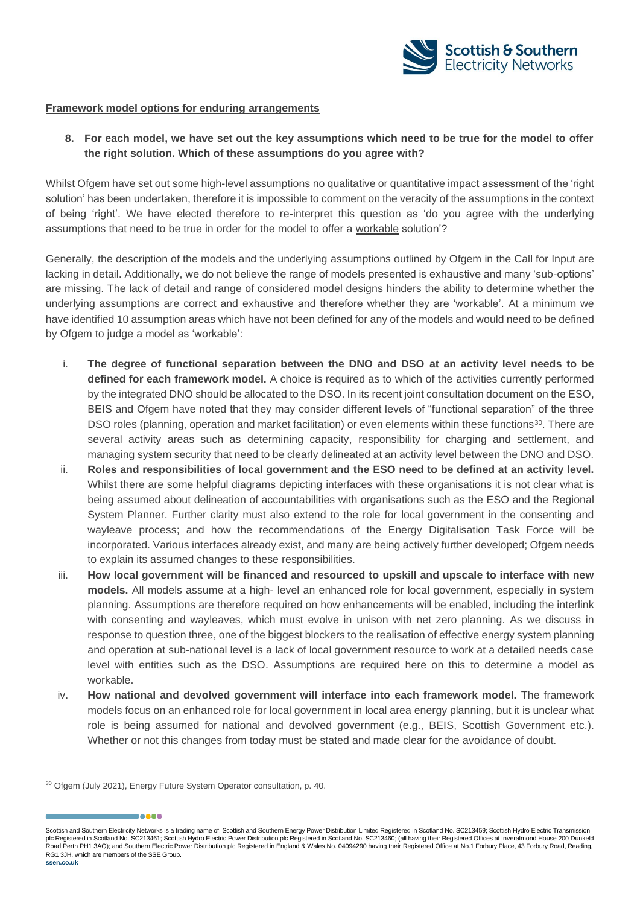**Framework model options for enduring arrangements**

**8. For each model, we have set out the key assumptions which need to be true for the model to offer the right solution. Which of these assumptions do you agree with?**

Whilst Ofgem have set out some high-level assumptions no qualitative or quantitative impact assessment of the 'right solution' has been undertaken, therefore it is impossible to comment on the veracity of the assumptions in the context of being 'right'. We have elected therefore to re-interpret this question as 'do you agree with the underlying assumptions that need to be true in order for the model to offer a workable solution'?

Generally, the description of the models and the underlying assumptions outlined by Ofgem in the Call for Input are lacking in detail. Additionally, we do not believe the range of models presented is exhaustive and many 'sub-options' are missing. The lack of detail and range of considered model designs hinders the ability to determine whether the underlying assumptions are correct and exhaustive and therefore whether they are 'workable'. At a minimum we have identified 10 assumption areas which have not been defined for any of the models and would need to be defined by Ofgem to judge a model as 'workable':

i. **The degree of functional separation between the DNO and DSO at an activity level needs to be defined for each framework model.** A choice is required as to which of the activities currently performed by the integrated DNO should be allocated to the DSO. In its recent joint consultation document on the ESO, BEIS and Ofgem have noted that they may consider different levels of "functional separation" of the three DSO roles (planning, operation and market facilitation) or even elements within these functions[30]. There are several activity areas such as determining capacity, responsibility for charging and settlement, and managing system security that need to be clearly delineated at an activity level between the DNO and DSO.

ii. **Roles and responsibilities of local government and the ESO need to be defined at an activity level.** Whilst there are some helpful diagrams depicting interfaces with these organisations it is not clear what is being assumed about delineation of accountabilities with organisations such as the ESO and the Regional System Planner. Further clarity must also extend to the role for local government in the consenting and wayleave process; and how the recommendations of the Energy Digitalisation Task Force will be incorporated. Various interfaces already exist, and many are being actively further developed; Ofgem needs to explain its assumed changes to these responsibilities.

iii. **How local government will be financed and resourced to upskill and upscale to interface with new models.** All models assume at a high- level an enhanced role for local government, especially in system planning. Assumptions are therefore required on how enhancements will be enabled, including the interlink with consenting and wayleaves, which must evolve in unison with net zero planning. As we discuss in response to question three, one of the biggest blockers to the realisation of effective energy system planning and operation at sub-national level is a lack of local government resource to work at a detailed needs case level with entities such as the DSO. Assumptions are required here on this to determine a model as workable.

iv. **How national and devolved government will interface into each framework model.** The framework models focus on an enhanced role for local government in local area energy planning, but it is unclear what role is being assumed for national and devolved government (e.g., BEIS, Scottish Government etc.). Whether or not this changes from today must be stated and made clear for the avoidance of doubt.

[30] Ofgem (July 2021), Energy Future System Operator consultation, p. 40.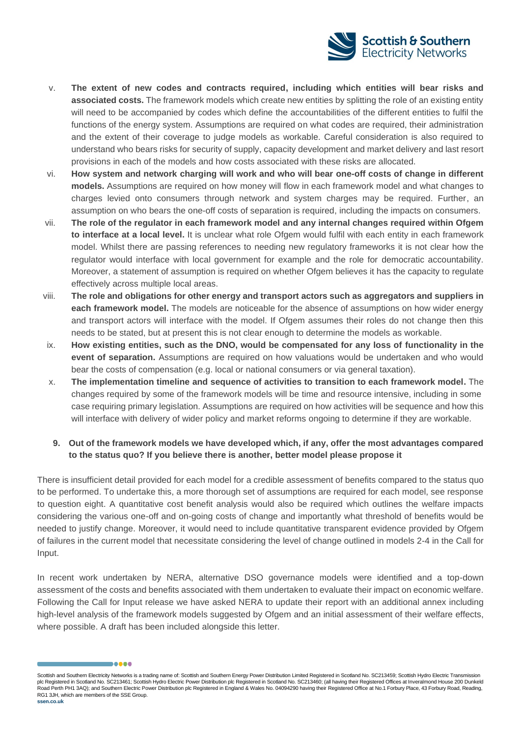v. **The extent of new codes and contracts required, including which entities will bear risks and associated costs.** The framework models which create new entities by splitting the role of an existing entity will need to be accompanied by codes which define the accountabilities of the different entities to fulfil the functions of the energy system. Assumptions are required on what codes are required, their administration and the extent of their coverage to judge models as workable. Careful consideration is also required to understand who bears risks for security of supply, capacity development and market delivery and last resort provisions in each of the models and how costs associated with these risks are allocated.

vi. **How system and network charging will work and who will bear one-off costs of change in different models.** Assumptions are required on how money will flow in each framework model and what changes to charges levied onto consumers through network and system charges may be required. Further, an assumption on who bears the one-off costs of separation is required, including the impacts on consumers.

vii. **The role of the regulator in each framework model and any internal changes required within Ofgem to interface at a local level.** It is unclear what role Ofgem would fulfil with each entity in each framework model. Whilst there are passing references to needing new regulatory frameworks it is not clear how the regulator would interface with local government for example and the role for democratic accountability. Moreover, a statement of assumption is required on whether Ofgem believes it has the capacity to regulate effectively across multiple local areas.

viii. **The role and obligations for other energy and transport actors such as aggregators and suppliers in each framework model.** The models are noticeable for the absence of assumptions on how wider energy and transport actors will interface with the model. If Ofgem assumes their roles do not change then this needs to be stated, but at present this is not clear enough to determine the models as workable.

ix. **How existing entities, such as the DNO, would be compensated for any loss of functionality in the event of separation.** Assumptions are required on how valuations would be undertaken and who would bear the costs of compensation (e.g. local or national consumers or via general taxation).

x. **The implementation timeline and sequence of activities to transition to each framework model.** The changes required by some of the framework models will be time and resource intensive, including in some case requiring primary legislation. Assumptions are required on how activities will be sequence and how this will interface with delivery of wider policy and market reforms ongoing to determine if they are workable.

**9. Out of the framework models we have developed which, if any, offer the most advantages compared to the status quo? If you believe there is another, better model please propose it**

There is insufficient detail provided for each model for a credible assessment of benefits compared to the status quo to be performed. To undertake this, a more thorough set of assumptions are required for each model, see response to question eight. A quantitative cost benefit analysis would also be required which outlines the welfare impacts considering the various one-off and on-going costs of change and importantly what threshold of benefits would be needed to justify change. Moreover, it would need to include quantitative transparent evidence provided by Ofgem of failures in the current model that necessitate considering the level of change outlined in models 2-4 in the Call for Input.

In recent work undertaken by NERA, alternative DSO governance models were identified and a top-down assessment of the costs and benefits associated with them undertaken to evaluate their impact on economic welfare. Following the Call for Input release we have asked NERA to update their report with an additional annex including high-level analysis of the framework models suggested by Ofgem and an initial assessment of their welfare effects, where possible. A draft has been included alongside this letter.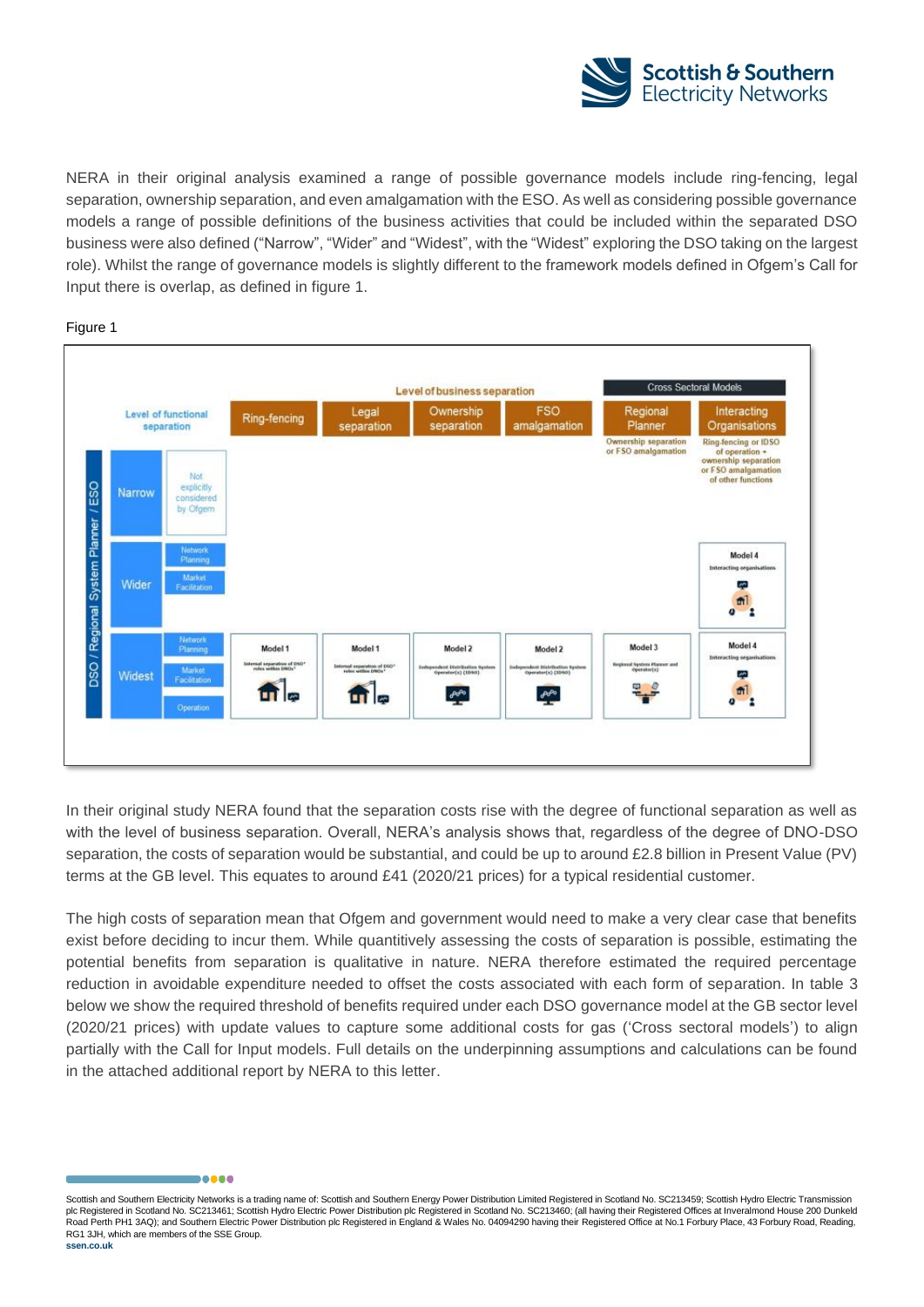NERA in their original analysis examined a range of possible governance models include ring-fencing, legal separation, ownership separation, and even amalgamation with the ESO. As well as considering possible governance models a range of possible definitions of the business activities that could be included within the separated DSO business were also defined ("Narrow", "Wider" and "Widest", with the "Widest" exploring the DSO taking on the largest role). Whilst the range of governance models is slightly different to the framework models defined in Ofgem's Call for Input there is overlap, as defined in figure 1.

Figure 1

| DSO / Regional System Planner / ESO | Level of functional separation | | Ring-fencing | Legal separation | Ownership separation | FSO amalgamation | Regional Planner (Ownership separation or FSO amalgamation) | Interacting Organisations (Ring-fencing or IDSO of operation + ownership separation or FSO amalgamation of other functions) |
|---|---|---|---|---|---|---|---|---|
| | Narrow | Not explicitly considered by Ofgem | | | | | | |
| | Wider | Network Planning; Market Facilitation | | | | | | Model 4 – Interacting organisations |
| | Widest | Network Planning; Market Facilitation; Operation | Model 1 – Internal separation of DSO* roles within DNOs* | Model 1 – Internal separation of DSO* roles within DNOs* | Model 2 – Independent Distribution System Operator(s) (IDSO) | Model 2 – Independent Distribution System Operator(s) (IDSO) | Model 3 – Regional System Planner and Operator(s) | Model 4 – Interacting organisations |

Level of business separation; Cross Sectoral Models: Regional Planner, Interacting Organisations.

In their original study NERA found that the separation costs rise with the degree of functional separation as well as with the level of business separation. Overall, NERA's analysis shows that, regardless of the degree of DNO-DSO separation, the costs of separation would be substantial, and could be up to around £2.8 billion in Present Value (PV) terms at the GB level. This equates to around £41 (2020/21 prices) for a typical residential customer.

The high costs of separation mean that Ofgem and government would need to make a very clear case that benefits exist before deciding to incur them. While quantitively assessing the costs of separation is possible, estimating the potential benefits from separation is qualitative in nature. NERA therefore estimated the required percentage reduction in avoidable expenditure needed to offset the costs associated with each form of separation. In table 3 below we show the required threshold of benefits required under each DSO governance model at the GB sector level (2020/21 prices) with update values to capture some additional costs for gas ('Cross sectoral models') to align partially with the Call for Input models. Full details on the underpinning assumptions and calculations can be found in the attached additional report by NERA to this letter.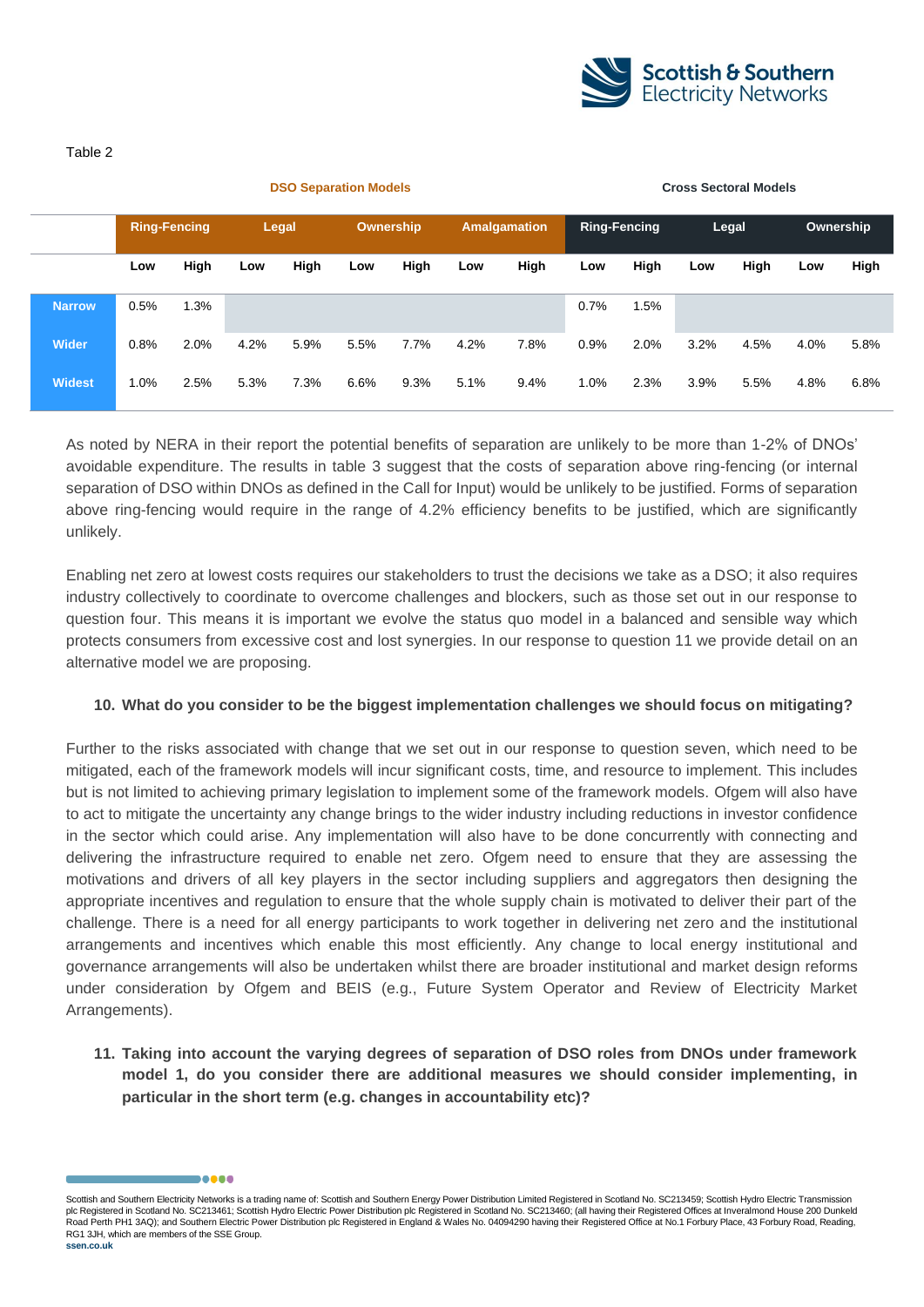Table 2

| | DSO Separation Models | | | | | | | | Cross Sectoral Models | | | | | |
|---|---|---|---|---|---|---|---|---|---|---|---|---|---|---|
| | Ring-Fencing | | Legal | | Ownership | | Amalgamation | | Ring-Fencing | | Legal | | Ownership | |
| | Low | High | Low | High | Low | High | Low | High | Low | High | Low | High | Low | High |
| **Narrow** | 0.5% | 1.3% | | | | | | | 0.7% | 1.5% | | | | |
| **Wider** | 0.8% | 2.0% | 4.2% | 5.9% | 5.5% | 7.7% | 4.2% | 7.8% | 0.9% | 2.0% | 3.2% | 4.5% | 4.0% | 5.8% |
| **Widest** | 1.0% | 2.5% | 5.3% | 7.3% | 6.6% | 9.3% | 5.1% | 9.4% | 1.0% | 2.3% | 3.9% | 5.5% | 4.8% | 6.8% |

As noted by NERA in their report the potential benefits of separation are unlikely to be more than 1-2% of DNOs' avoidable expenditure. The results in table 3 suggest that the costs of separation above ring-fencing (or internal separation of DSO within DNOs as defined in the Call for Input) would be unlikely to be justified. Forms of separation above ring-fencing would require in the range of 4.2% efficiency benefits to be justified, which are significantly unlikely.

Enabling net zero at lowest costs requires our stakeholders to trust the decisions we take as a DSO; it also requires industry collectively to coordinate to overcome challenges and blockers, such as those set out in our response to question four. This means it is important we evolve the status quo model in a balanced and sensible way which protects consumers from excessive cost and lost synergies. In our response to question 11 we provide detail on an alternative model we are proposing.

**10. What do you consider to be the biggest implementation challenges we should focus on mitigating?**

Further to the risks associated with change that we set out in our response to question seven, which need to be mitigated, each of the framework models will incur significant costs, time, and resource to implement. This includes but is not limited to achieving primary legislation to implement some of the framework models. Ofgem will also have to act to mitigate the uncertainty any change brings to the wider industry including reductions in investor confidence in the sector which could arise. Any implementation will also have to be done concurrently with connecting and delivering the infrastructure required to enable net zero. Ofgem need to ensure that they are assessing the motivations and drivers of all key players in the sector including suppliers and aggregators then designing the appropriate incentives and regulation to ensure that the whole supply chain is motivated to deliver their part of the challenge. There is a need for all energy participants to work together in delivering net zero and the institutional arrangements and incentives which enable this most efficiently. Any change to local energy institutional and governance arrangements will also be undertaken whilst there are broader institutional and market design reforms under consideration by Ofgem and BEIS (e.g., Future System Operator and Review of Electricity Market Arrangements).

**11. Taking into account the varying degrees of separation of DSO roles from DNOs under framework model 1, do you consider there are additional measures we should consider implementing, in particular in the short term (e.g. changes in accountability etc)?**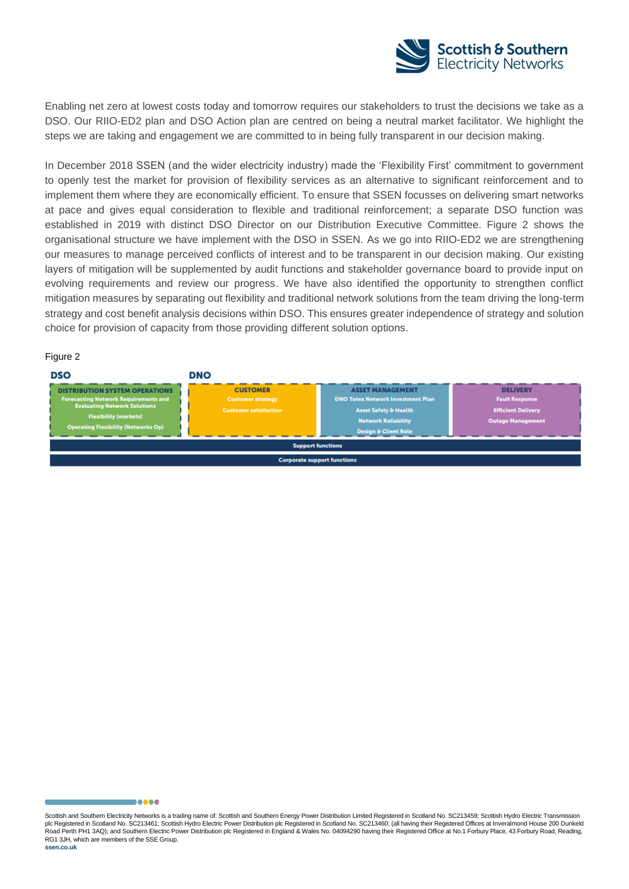Enabling net zero at lowest costs today and tomorrow requires our stakeholders to trust the decisions we take as a DSO. Our RIIO-ED2 plan and DSO Action plan are centred on being a neutral market facilitator. We highlight the steps we are taking and engagement we are committed to in being fully transparent in our decision making.

In December 2018 SSEN (and the wider electricity industry) made the 'Flexibility First' commitment to government to openly test the market for provision of flexibility services as an alternative to significant reinforcement and to implement them where they are economically efficient. To ensure that SSEN focusses on delivering smart networks at pace and gives equal consideration to flexible and traditional reinforcement; a separate DSO function was established in 2019 with distinct DSO Director on our Distribution Executive Committee. Figure 2 shows the organisational structure we have implement with the DSO in SSEN. As we go into RIIO-ED2 we are strengthening our measures to manage perceived conflicts of interest and to be transparent in our decision making. Our existing layers of mitigation will be supplemented by audit functions and stakeholder governance board to provide input on evolving requirements and review our progress. We have also identified the opportunity to strengthen conflict mitigation measures by separating out flexibility and traditional network solutions from the team driving the long-term strategy and cost benefit analysis decisions within DSO. This ensures greater independence of strategy and solution choice for provision of capacity from those providing different solution options.

Figure 2

| DSO | DNO | | |
|---|---|---|---|
| **DISTRIBUTION SYSTEM OPERATIONS** | **CUSTOMER** | **ASSET MANAGEMENT** | **DELIVERY** |
| Forecasting Network Requirements and Evaluating Network Solutions | Customer strategy | DNO Totex Network Investment Plan | Fault Response |
| Flexibility (markets) | Customer satisfaction | Asset Safety & Health | Efficient Delivery |
| Operating Flexibility (Networks Op) | | Network Reliability | Outage Management |
| | | Design & Client Role | |

Support functions

Corporate support functions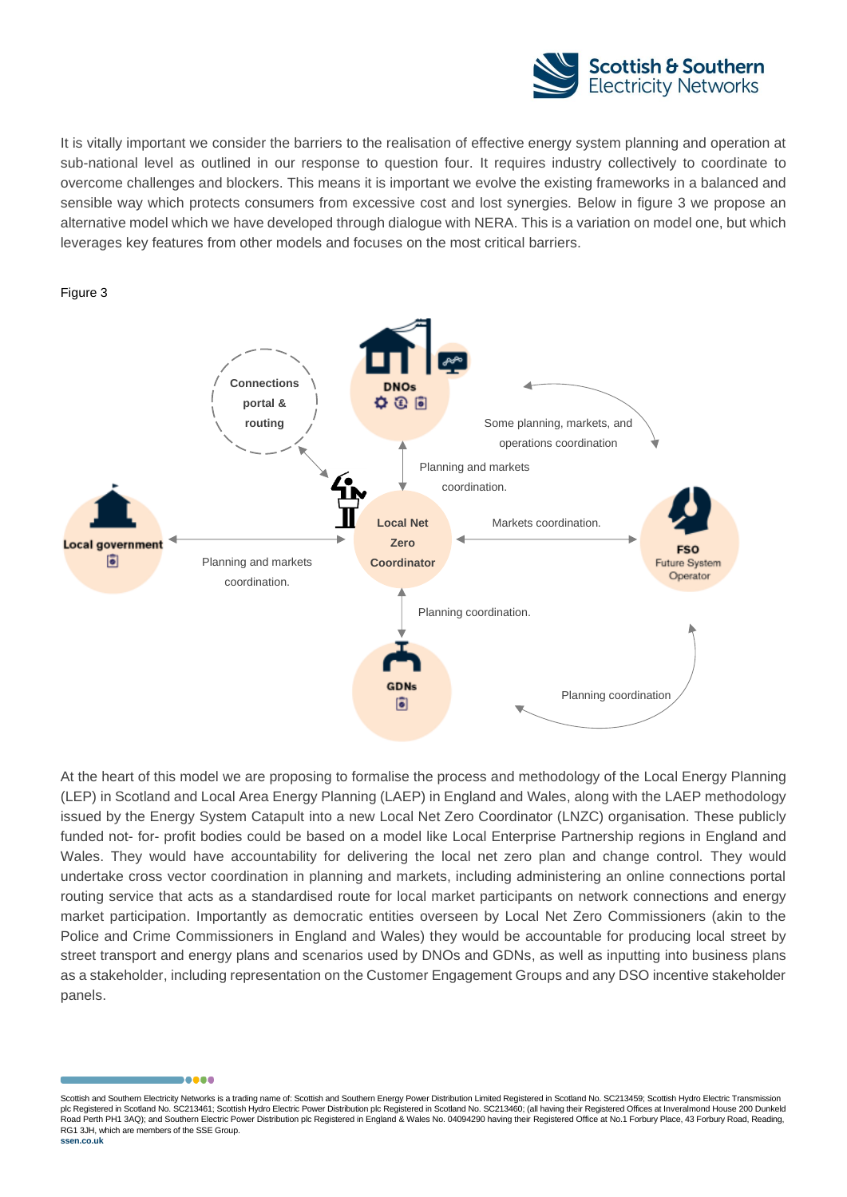It is vitally important we consider the barriers to the realisation of effective energy system planning and operation at sub-national level as outlined in our response to question four. It requires industry collectively to coordinate to overcome challenges and blockers. This means it is important we evolve the existing frameworks in a balanced and sensible way which protects consumers from excessive cost and lost synergies. Below in figure 3 we propose an alternative model which we have developed through dialogue with NERA. This is a variation on model one, but which leverages key features from other models and focuses on the most critical barriers.

Figure 3

Connections portal & routing

DNOs

Some planning, markets, and operations coordination

Planning and markets coordination.

Local government

Local Net Zero Coordinator

Markets coordination.

FSO
Future System Operator

Planning and markets coordination.

Planning coordination.

GDNs

Planning coordination

At the heart of this model we are proposing to formalise the process and methodology of the Local Energy Planning (LEP) in Scotland and Local Area Energy Planning (LAEP) in England and Wales, along with the LAEP methodology issued by the Energy System Catapult into a new Local Net Zero Coordinator (LNZC) organisation. These publicly funded not- for- profit bodies could be based on a model like Local Enterprise Partnership regions in England and Wales. They would have accountability for delivering the local net zero plan and change control. They would undertake cross vector coordination in planning and markets, including administering an online connections portal routing service that acts as a standardised route for local market participants on network connections and energy market participation. Importantly as democratic entities overseen by Local Net Zero Commissioners (akin to the Police and Crime Commissioners in England and Wales) they would be accountable for producing local street by street transport and energy plans and scenarios used by DNOs and GDNs, as well as inputting into business plans as a stakeholder, including representation on the Customer Engagement Groups and any DSO incentive stakeholder panels.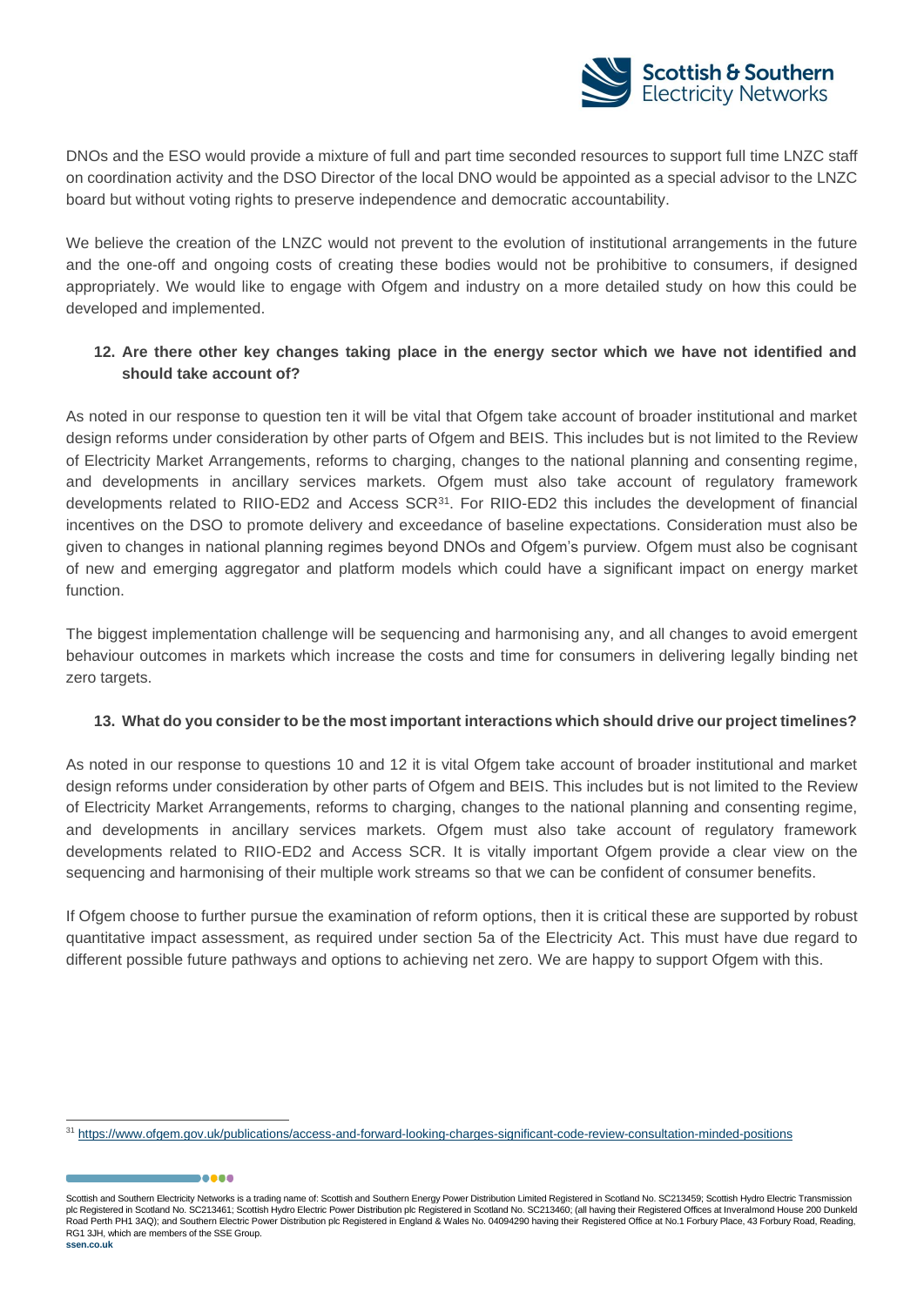DNOs and the ESO would provide a mixture of full and part time seconded resources to support full time LNZC staff on coordination activity and the DSO Director of the local DNO would be appointed as a special advisor to the LNZC board but without voting rights to preserve independence and democratic accountability.

We believe the creation of the LNZC would not prevent to the evolution of institutional arrangements in the future and the one-off and ongoing costs of creating these bodies would not be prohibitive to consumers, if designed appropriately. We would like to engage with Ofgem and industry on a more detailed study on how this could be developed and implemented.

**12. Are there other key changes taking place in the energy sector which we have not identified and should take account of?**

As noted in our response to question ten it will be vital that Ofgem take account of broader institutional and market design reforms under consideration by other parts of Ofgem and BEIS. This includes but is not limited to the Review of Electricity Market Arrangements, reforms to charging, changes to the national planning and consenting regime, and developments in ancillary services markets. Ofgem must also take account of regulatory framework developments related to RIIO-ED2 and Access SCR[31]. For RIIO-ED2 this includes the development of financial incentives on the DSO to promote delivery and exceedance of baseline expectations. Consideration must also be given to changes in national planning regimes beyond DNOs and Ofgem's purview. Ofgem must also be cognisant of new and emerging aggregator and platform models which could have a significant impact on energy market function.

The biggest implementation challenge will be sequencing and harmonising any, and all changes to avoid emergent behaviour outcomes in markets which increase the costs and time for consumers in delivering legally binding net zero targets.

**13. What do you consider to be the most important interactions which should drive our project timelines?**

As noted in our response to questions 10 and 12 it is vital Ofgem take account of broader institutional and market design reforms under consideration by other parts of Ofgem and BEIS. This includes but is not limited to the Review of Electricity Market Arrangements, reforms to charging, changes to the national planning and consenting regime, and developments in ancillary services markets. Ofgem must also take account of regulatory framework developments related to RIIO-ED2 and Access SCR. It is vitally important Ofgem provide a clear view on the sequencing and harmonising of their multiple work streams so that we can be confident of consumer benefits.

If Ofgem choose to further pursue the examination of reform options, then it is critical these are supported by robust quantitative impact assessment, as required under section 5a of the Electricity Act. This must have due regard to different possible future pathways and options to achieving net zero. We are happy to support Ofgem with this.

[31] https://www.ofgem.gov.uk/publications/access-and-forward-looking-charges-significant-code-review-consultation-minded-positions